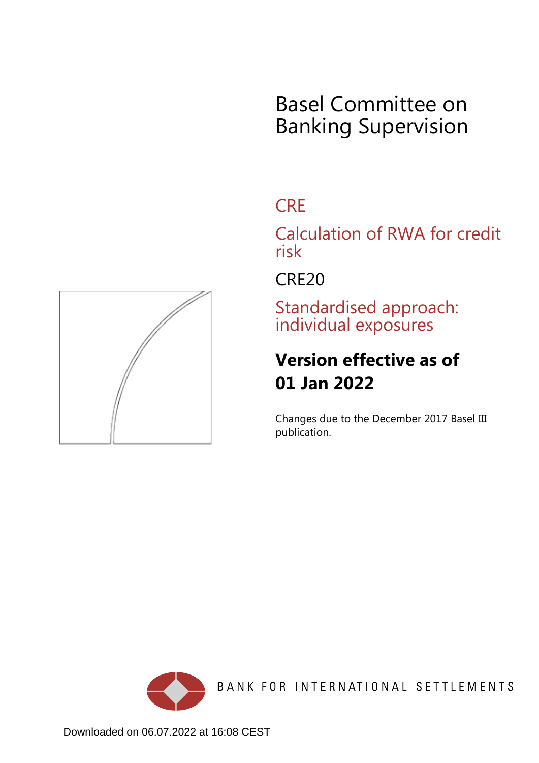# Basel Committee on Banking Supervision

## CRE

## Calculation of RWA for credit risk

## CRE20

## Standardised approach: individual exposures

**Version effective as of 01 Jan 2022**

Changes due to the December 2017 Basel III publication.

BANK FOR INTERNATIONAL SETTLEMENTS

Downloaded on 06.07.2022 at 16:08 CEST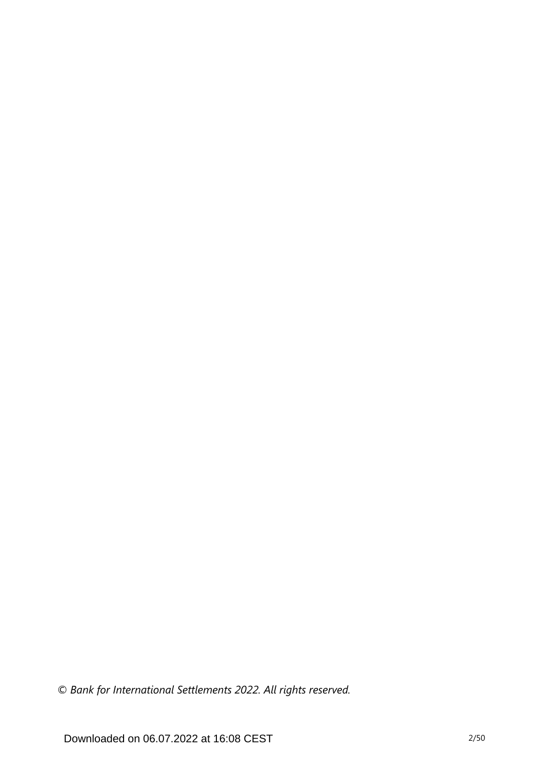*© Bank for International Settlements 2022. All rights reserved.*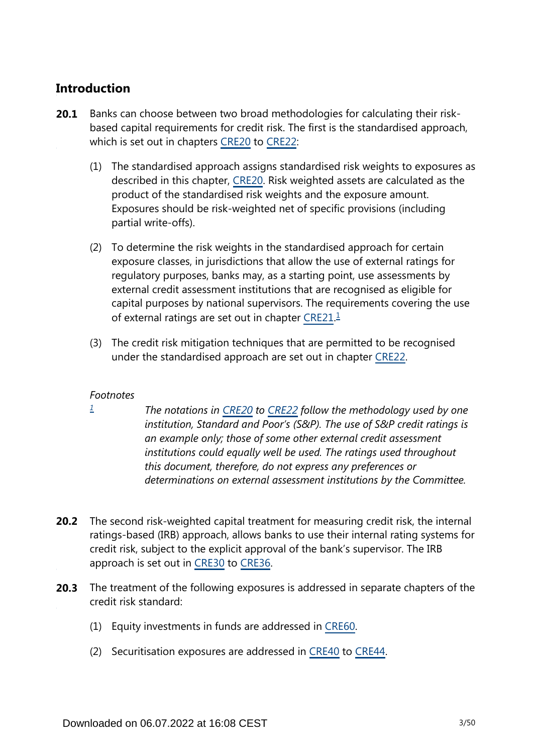## Introduction

**20.1** Banks can choose between two broad methodologies for calculating their risk-based capital requirements for credit risk. The first is the standardised approach, which is set out in chapters CRE20 to CRE22:

(1) The standardised approach assigns standardised risk weights to exposures as described in this chapter, CRE20. Risk weighted assets are calculated as the product of the standardised risk weights and the exposure amount. Exposures should be risk-weighted net of specific provisions (including partial write-offs).

(2) To determine the risk weights in the standardised approach for certain exposure classes, in jurisdictions that allow the use of external ratings for regulatory purposes, banks may, as a starting point, use assessments by external credit assessment institutions that are recognised as eligible for capital purposes by national supervisors. The requirements covering the use of external ratings are set out in chapter CRE21.[1]

(3) The credit risk mitigation techniques that are permitted to be recognised under the standardised approach are set out in chapter CRE22.

*Footnotes*

[1] *The notations in CRE20 to CRE22 follow the methodology used by one institution, Standard and Poor's (S&P). The use of S&P credit ratings is an example only; those of some other external credit assessment institutions could equally well be used. The ratings used throughout this document, therefore, do not express any preferences or determinations on external assessment institutions by the Committee.*

**20.2** The second risk-weighted capital treatment for measuring credit risk, the internal ratings-based (IRB) approach, allows banks to use their internal rating systems for credit risk, subject to the explicit approval of the bank's supervisor. The IRB approach is set out in CRE30 to CRE36.

**20.3** The treatment of the following exposures is addressed in separate chapters of the credit risk standard:

(1) Equity investments in funds are addressed in CRE60.

(2) Securitisation exposures are addressed in CRE40 to CRE44.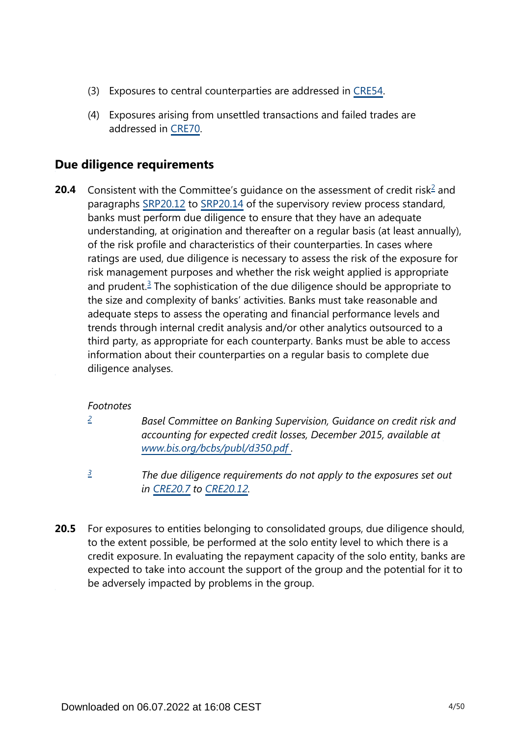(3) Exposures to central counterparties are addressed in CRE54.

(4) Exposures arising from unsettled transactions and failed trades are addressed in CRE70.

## Due diligence requirements

**20.4** Consistent with the Committee's guidance on the assessment of credit risk[2] and paragraphs SRP20.12 to SRP20.14 of the supervisory review process standard, banks must perform due diligence to ensure that they have an adequate understanding, at origination and thereafter on a regular basis (at least annually), of the risk profile and characteristics of their counterparties. In cases where ratings are used, due diligence is necessary to assess the risk of the exposure for risk management purposes and whether the risk weight applied is appropriate and prudent.[3] The sophistication of the due diligence should be appropriate to the size and complexity of banks' activities. Banks must take reasonable and adequate steps to assess the operating and financial performance levels and trends through internal credit analysis and/or other analytics outsourced to a third party, as appropriate for each counterparty. Banks must be able to access information about their counterparties on a regular basis to complete due diligence analyses.

*Footnotes*

[2] *Basel Committee on Banking Supervision, Guidance on credit risk and accounting for expected credit losses, December 2015, available at www.bis.org/bcbs/publ/d350.pdf .*

[3] *The due diligence requirements do not apply to the exposures set out in CRE20.7 to CRE20.12.*

**20.5** For exposures to entities belonging to consolidated groups, due diligence should, to the extent possible, be performed at the solo entity level to which there is a credit exposure. In evaluating the repayment capacity of the solo entity, banks are expected to take into account the support of the group and the potential for it to be adversely impacted by problems in the group.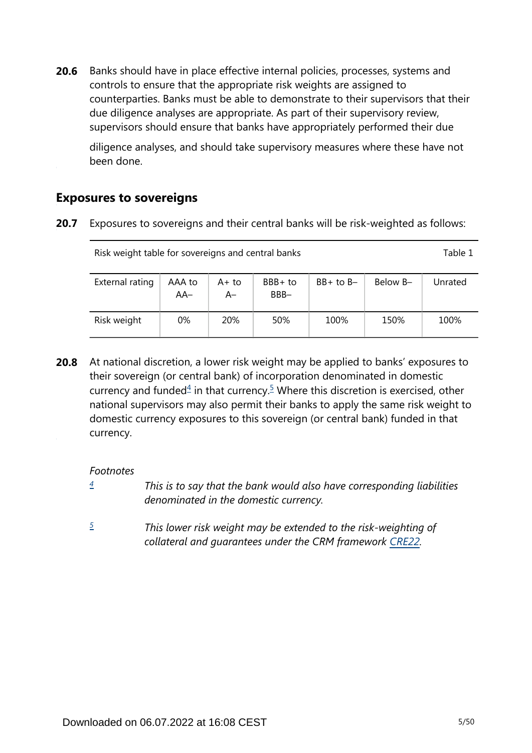**20.6** Banks should have in place effective internal policies, processes, systems and controls to ensure that the appropriate risk weights are assigned to counterparties. Banks must be able to demonstrate to their supervisors that their due diligence analyses are appropriate. As part of their supervisory review, supervisors should ensure that banks have appropriately performed their due diligence analyses, and should take supervisory measures where these have not been done.

## Exposures to sovereigns

**20.7** Exposures to sovereigns and their central banks will be risk-weighted as follows:

Risk weight table for sovereigns and central banks — Table 1

| External rating | AAA to AA– | A+ to A– | BBB+ to BBB– | BB+ to B– | Below B– | Unrated |
|---|---|---|---|---|---|---|
| Risk weight | 0% | 20% | 50% | 100% | 150% | 100% |

**20.8** At national discretion, a lower risk weight may be applied to banks' exposures to their sovereign (or central bank) of incorporation denominated in domestic currency and funded[4] in that currency.[5] Where this discretion is exercised, other national supervisors may also permit their banks to apply the same risk weight to domestic currency exposures to this sovereign (or central bank) funded in that currency.

*Footnotes*

[4] *This is to say that the bank would also have corresponding liabilities denominated in the domestic currency.*

[5] *This lower risk weight may be extended to the risk-weighting of collateral and guarantees under the CRM framework CRE22.*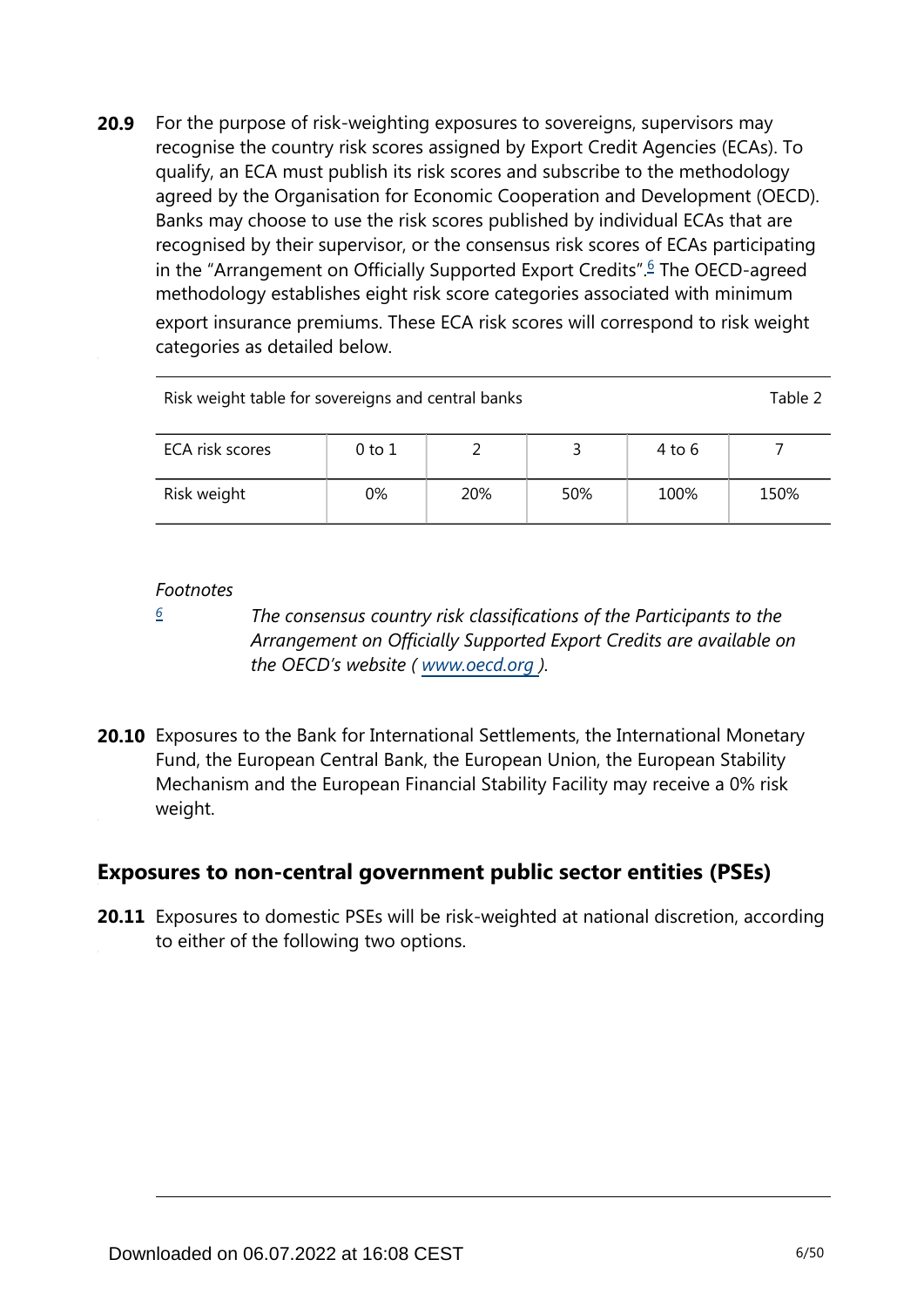**20.9** For the purpose of risk-weighting exposures to sovereigns, supervisors may recognise the country risk scores assigned by Export Credit Agencies (ECAs). To qualify, an ECA must publish its risk scores and subscribe to the methodology agreed by the Organisation for Economic Cooperation and Development (OECD). Banks may choose to use the risk scores published by individual ECAs that are recognised by their supervisor, or the consensus risk scores of ECAs participating in the "Arrangement on Officially Supported Export Credits".[6] The OECD-agreed methodology establishes eight risk score categories associated with minimum export insurance premiums. These ECA risk scores will correspond to risk weight categories as detailed below.

Risk weight table for sovereigns and central banks — Table 2

| ECA risk scores | 0 to 1 | 2 | 3 | 4 to 6 | 7 |
|---|---|---|---|---|---|
| Risk weight | 0% | 20% | 50% | 100% | 150% |

*Footnotes*

[6] *The consensus country risk classifications of the Participants to the Arrangement on Officially Supported Export Credits are available on the OECD's website ( www.oecd.org ).*

**20.10** Exposures to the Bank for International Settlements, the International Monetary Fund, the European Central Bank, the European Union, the European Stability Mechanism and the European Financial Stability Facility may receive a 0% risk weight.

## Exposures to non-central government public sector entities (PSEs)

**20.11** Exposures to domestic PSEs will be risk-weighted at national discretion, according to either of the following two options.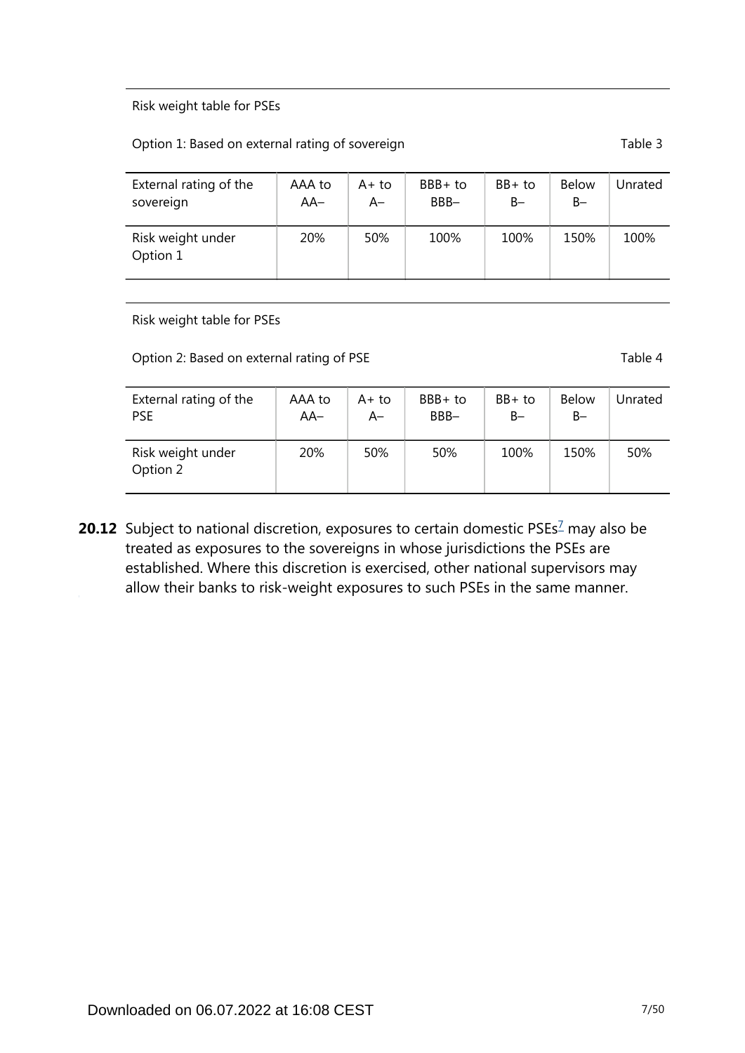Risk weight table for PSEs

Option 1: Based on external rating of sovereign

Table 3

| External rating of the sovereign | AAA to AA– | A+ to A– | BBB+ to BBB– | BB+ to B– | Below B– | Unrated |
|---|---|---|---|---|---|---|
| Risk weight under Option 1 | 20% | 50% | 100% | 100% | 150% | 100% |

Risk weight table for PSEs

Option 2: Based on external rating of PSE

Table 4

| External rating of the PSE | AAA to AA– | A+ to A– | BBB+ to BBB– | BB+ to B– | Below B– | Unrated |
|---|---|---|---|---|---|---|
| Risk weight under Option 2 | 20% | 50% | 50% | 100% | 150% | 50% |

**20.12** Subject to national discretion, exposures to certain domestic PSEs[7] may also be treated as exposures to the sovereigns in whose jurisdictions the PSEs are established. Where this discretion is exercised, other national supervisors may allow their banks to risk-weight exposures to such PSEs in the same manner.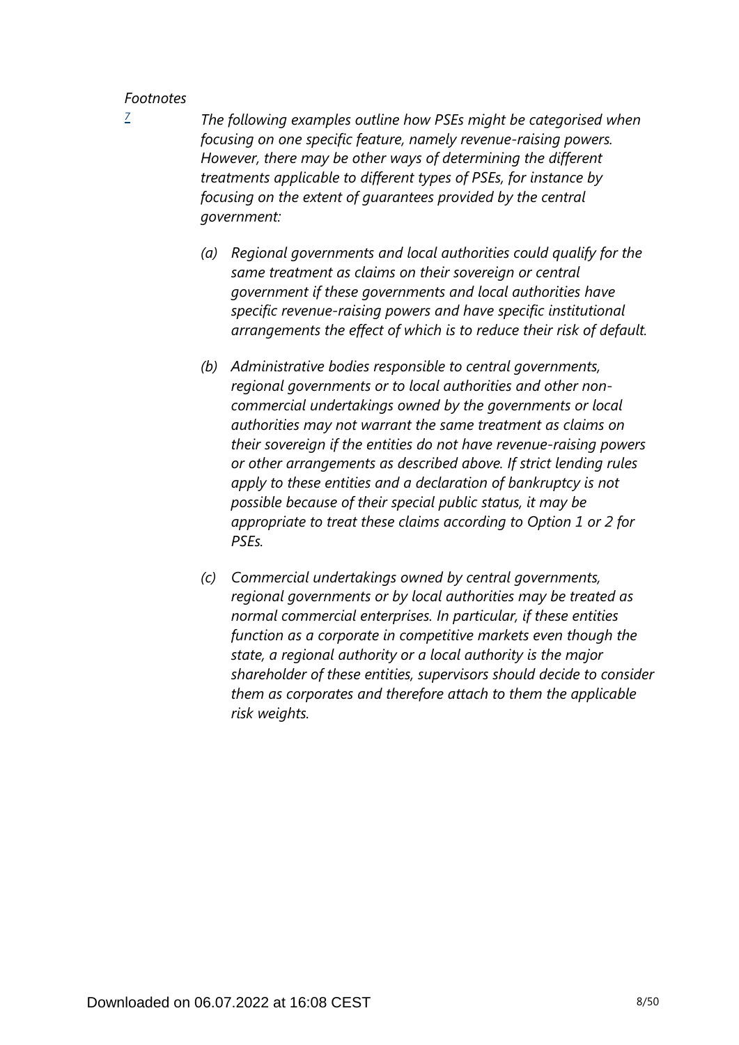*Footnotes*

[7] *The following examples outline how PSEs might be categorised when focusing on one specific feature, namely revenue-raising powers. However, there may be other ways of determining the different treatments applicable to different types of PSEs, for instance by focusing on the extent of guarantees provided by the central government:*

*(a) Regional governments and local authorities could qualify for the same treatment as claims on their sovereign or central government if these governments and local authorities have specific revenue-raising powers and have specific institutional arrangements the effect of which is to reduce their risk of default.*

*(b) Administrative bodies responsible to central governments, regional governments or to local authorities and other non-commercial undertakings owned by the governments or local authorities may not warrant the same treatment as claims on their sovereign if the entities do not have revenue-raising powers or other arrangements as described above. If strict lending rules apply to these entities and a declaration of bankruptcy is not possible because of their special public status, it may be appropriate to treat these claims according to Option 1 or 2 for PSEs.*

*(c) Commercial undertakings owned by central governments, regional governments or by local authorities may be treated as normal commercial enterprises. In particular, if these entities function as a corporate in competitive markets even though the state, a regional authority or a local authority is the major shareholder of these entities, supervisors should decide to consider them as corporates and therefore attach to them the applicable risk weights.*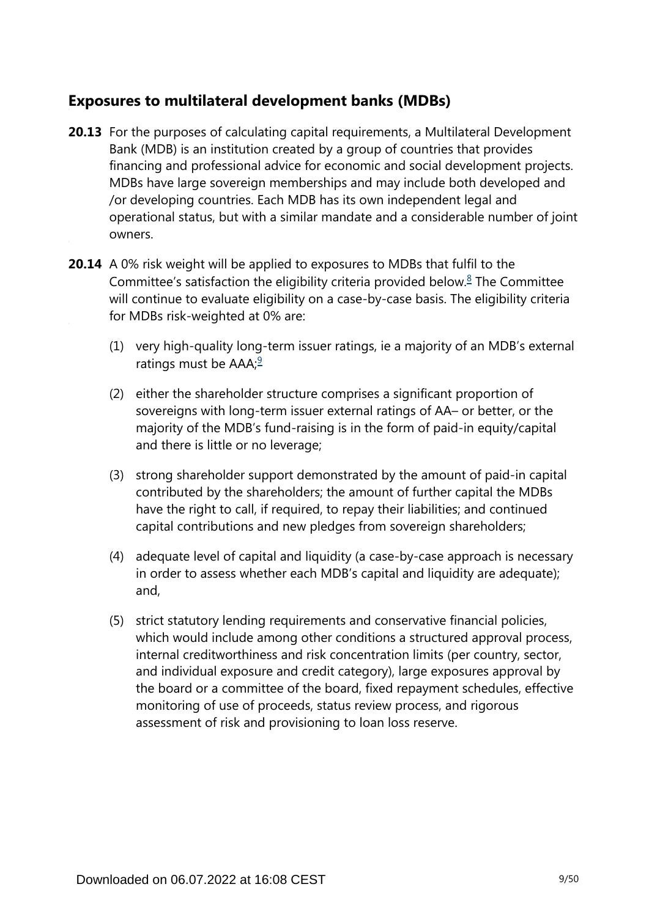## Exposures to multilateral development banks (MDBs)

**20.13** For the purposes of calculating capital requirements, a Multilateral Development Bank (MDB) is an institution created by a group of countries that provides financing and professional advice for economic and social development projects. MDBs have large sovereign memberships and may include both developed and /or developing countries. Each MDB has its own independent legal and operational status, but with a similar mandate and a considerable number of joint owners.

**20.14** A 0% risk weight will be applied to exposures to MDBs that fulfil to the Committee's satisfaction the eligibility criteria provided below.[8] The Committee will continue to evaluate eligibility on a case-by-case basis. The eligibility criteria for MDBs risk-weighted at 0% are:

(1) very high-quality long-term issuer ratings, ie a majority of an MDB's external ratings must be AAA;[9]

(2) either the shareholder structure comprises a significant proportion of sovereigns with long-term issuer external ratings of AA– or better, or the majority of the MDB's fund-raising is in the form of paid-in equity/capital and there is little or no leverage;

(3) strong shareholder support demonstrated by the amount of paid-in capital contributed by the shareholders; the amount of further capital the MDBs have the right to call, if required, to repay their liabilities; and continued capital contributions and new pledges from sovereign shareholders;

(4) adequate level of capital and liquidity (a case-by-case approach is necessary in order to assess whether each MDB's capital and liquidity are adequate); and,

(5) strict statutory lending requirements and conservative financial policies, which would include among other conditions a structured approval process, internal creditworthiness and risk concentration limits (per country, sector, and individual exposure and credit category), large exposures approval by the board or a committee of the board, fixed repayment schedules, effective monitoring of use of proceeds, status review process, and rigorous assessment of risk and provisioning to loan loss reserve.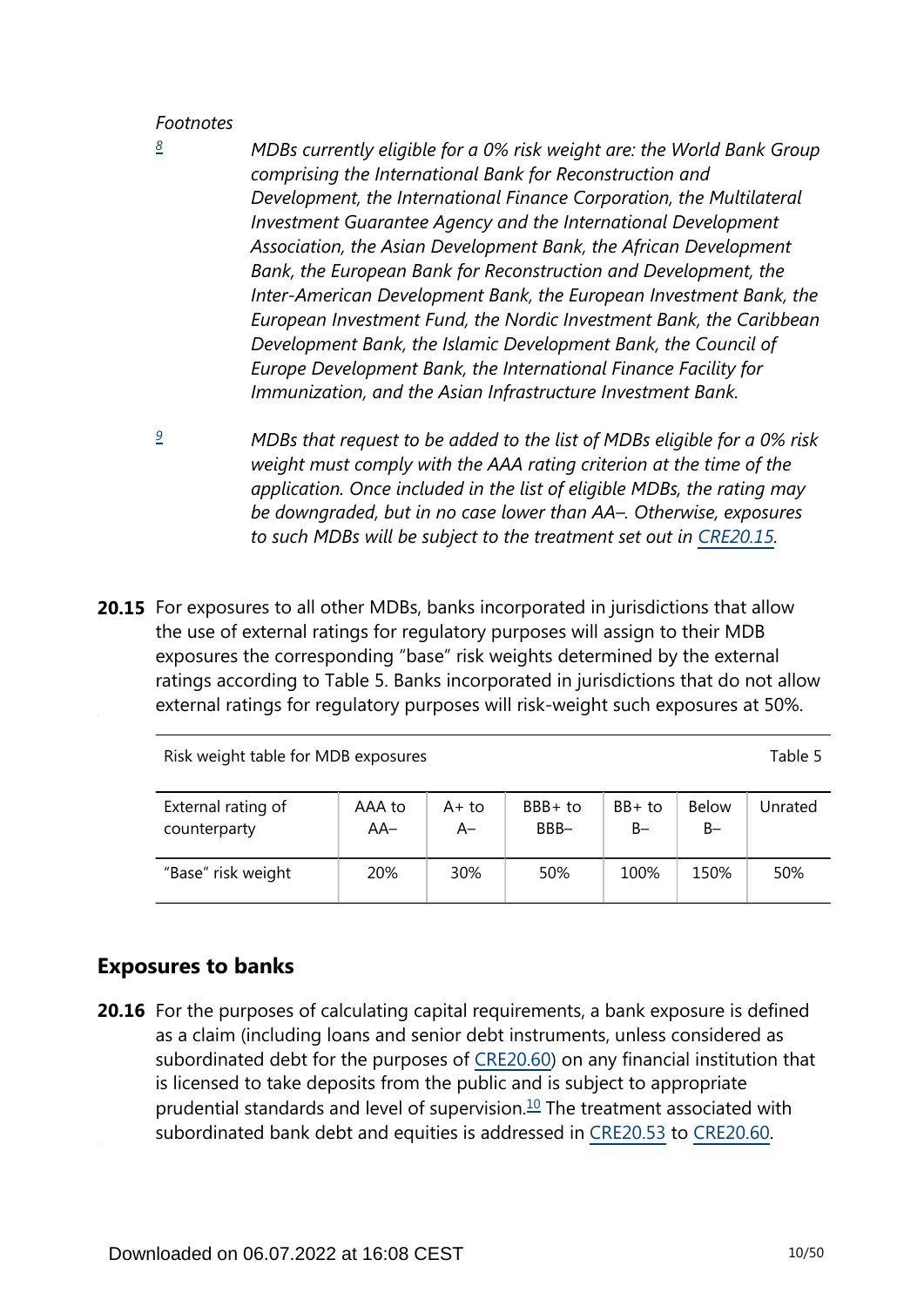*Footnotes*

[8] *MDBs currently eligible for a 0% risk weight are: the World Bank Group comprising the International Bank for Reconstruction and Development, the International Finance Corporation, the Multilateral Investment Guarantee Agency and the International Development Association, the Asian Development Bank, the African Development Bank, the European Bank for Reconstruction and Development, the Inter-American Development Bank, the European Investment Bank, the European Investment Fund, the Nordic Investment Bank, the Caribbean Development Bank, the Islamic Development Bank, the Council of Europe Development Bank, the International Finance Facility for Immunization, and the Asian Infrastructure Investment Bank.*

[9] *MDBs that request to be added to the list of MDBs eligible for a 0% risk weight must comply with the AAA rating criterion at the time of the application. Once included in the list of eligible MDBs, the rating may be downgraded, but in no case lower than AA–. Otherwise, exposures to such MDBs will be subject to the treatment set out in CRE20.15.*

**20.15** For exposures to all other MDBs, banks incorporated in jurisdictions that allow the use of external ratings for regulatory purposes will assign to their MDB exposures the corresponding "base" risk weights determined by the external ratings according to Table 5. Banks incorporated in jurisdictions that do not allow external ratings for regulatory purposes will risk-weight such exposures at 50%.

Risk weight table for MDB exposures — Table 5

| External rating of counterparty | AAA to AA– | A+ to A– | BBB+ to BBB– | BB+ to B– | Below B– | Unrated |
|---|---|---|---|---|---|---|
| "Base" risk weight | 20% | 30% | 50% | 100% | 150% | 50% |

## Exposures to banks

**20.16** For the purposes of calculating capital requirements, a bank exposure is defined as a claim (including loans and senior debt instruments, unless considered as subordinated debt for the purposes of CRE20.60) on any financial institution that is licensed to take deposits from the public and is subject to appropriate prudential standards and level of supervision.[10] The treatment associated with subordinated bank debt and equities is addressed in CRE20.53 to CRE20.60.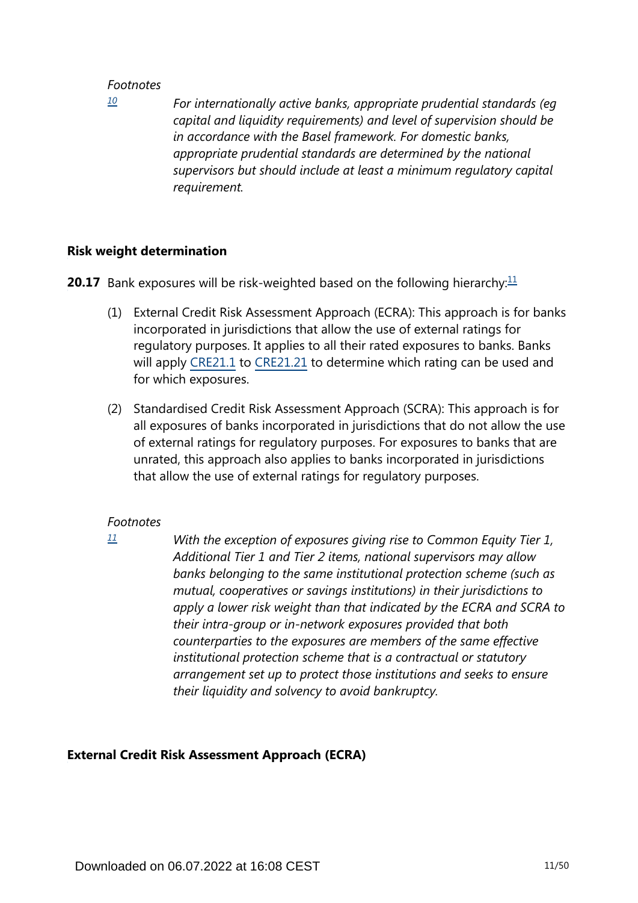*Footnotes*

[10] *For internationally active banks, appropriate prudential standards (eg capital and liquidity requirements) and level of supervision should be in accordance with the Basel framework. For domestic banks, appropriate prudential standards are determined by the national supervisors but should include at least a minimum regulatory capital requirement.*

**Risk weight determination**

**20.17** Bank exposures will be risk-weighted based on the following hierarchy:[11]

(1) External Credit Risk Assessment Approach (ECRA): This approach is for banks incorporated in jurisdictions that allow the use of external ratings for regulatory purposes. It applies to all their rated exposures to banks. Banks will apply CRE21.1 to CRE21.21 to determine which rating can be used and for which exposures.

(2) Standardised Credit Risk Assessment Approach (SCRA): This approach is for all exposures of banks incorporated in jurisdictions that do not allow the use of external ratings for regulatory purposes. For exposures to banks that are unrated, this approach also applies to banks incorporated in jurisdictions that allow the use of external ratings for regulatory purposes.

*Footnotes*

[11] *With the exception of exposures giving rise to Common Equity Tier 1, Additional Tier 1 and Tier 2 items, national supervisors may allow banks belonging to the same institutional protection scheme (such as mutual, cooperatives or savings institutions) in their jurisdictions to apply a lower risk weight than that indicated by the ECRA and SCRA to their intra-group or in-network exposures provided that both counterparties to the exposures are members of the same effective institutional protection scheme that is a contractual or statutory arrangement set up to protect those institutions and seeks to ensure their liquidity and solvency to avoid bankruptcy.*

**External Credit Risk Assessment Approach (ECRA)**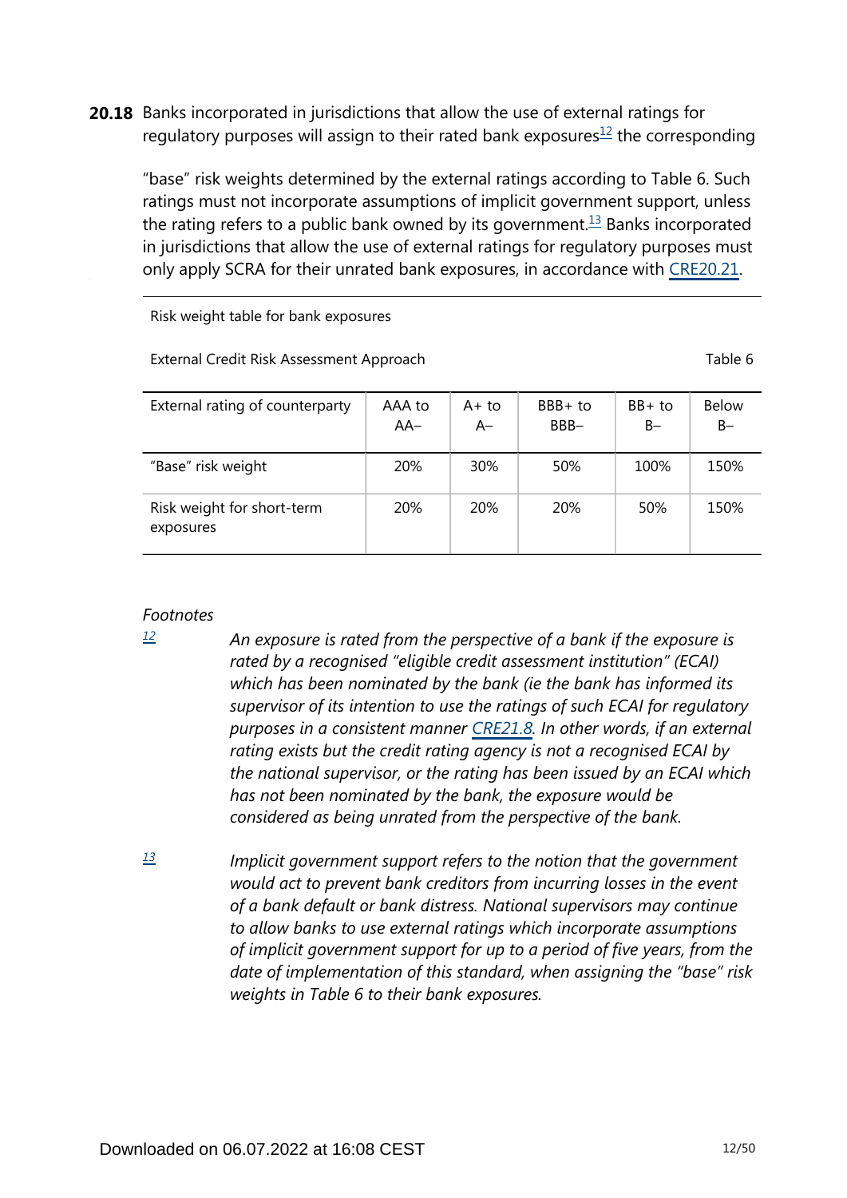**20.18** Banks incorporated in jurisdictions that allow the use of external ratings for regulatory purposes will assign to their rated bank exposures[12] the corresponding "base" risk weights determined by the external ratings according to Table 6. Such ratings must not incorporate assumptions of implicit government support, unless the rating refers to a public bank owned by its government.[13] Banks incorporated in jurisdictions that allow the use of external ratings for regulatory purposes must only apply SCRA for their unrated bank exposures, in accordance with CRE20.21.

Risk weight table for bank exposures

External Credit Risk Assessment Approach — Table 6

| External rating of counterparty | AAA to AA– | A+ to A– | BBB+ to BBB– | BB+ to B– | Below B– |
|---|---|---|---|---|---|
| "Base" risk weight | 20% | 30% | 50% | 100% | 150% |
| Risk weight for short-term exposures | 20% | 20% | 20% | 50% | 150% |

*Footnotes*

[12] *An exposure is rated from the perspective of a bank if the exposure is rated by a recognised "eligible credit assessment institution" (ECAI) which has been nominated by the bank (ie the bank has informed its supervisor of its intention to use the ratings of such ECAI for regulatory purposes in a consistent manner CRE21.8. In other words, if an external rating exists but the credit rating agency is not a recognised ECAI by the national supervisor, or the rating has been issued by an ECAI which has not been nominated by the bank, the exposure would be considered as being unrated from the perspective of the bank.*

[13] *Implicit government support refers to the notion that the government would act to prevent bank creditors from incurring losses in the event of a bank default or bank distress. National supervisors may continue to allow banks to use external ratings which incorporate assumptions of implicit government support for up to a period of five years, from the date of implementation of this standard, when assigning the "base" risk weights in Table 6 to their bank exposures.*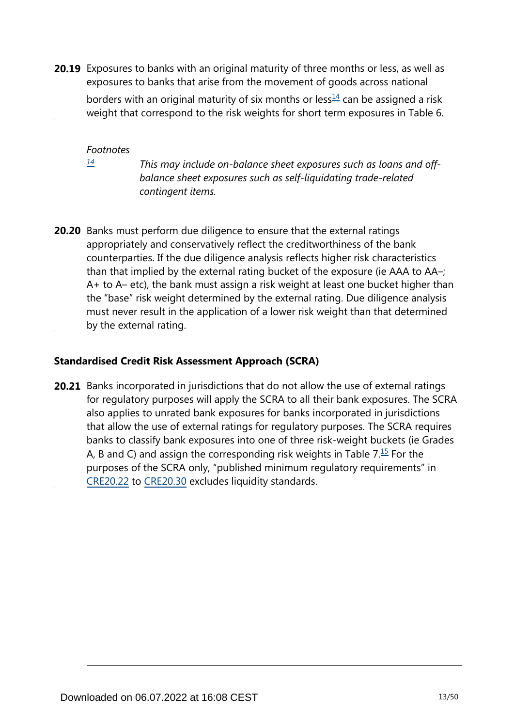**20.19** Exposures to banks with an original maturity of three months or less, as well as exposures to banks that arise from the movement of goods across national borders with an original maturity of six months or less[14] can be assigned a risk weight that correspond to the risk weights for short term exposures in Table 6.

*Footnotes*

[14] *This may include on-balance sheet exposures such as loans and off-balance sheet exposures such as self-liquidating trade-related contingent items.*

**20.20** Banks must perform due diligence to ensure that the external ratings appropriately and conservatively reflect the creditworthiness of the bank counterparties. If the due diligence analysis reflects higher risk characteristics than that implied by the external rating bucket of the exposure (ie AAA to AA–; A+ to A– etc), the bank must assign a risk weight at least one bucket higher than the "base" risk weight determined by the external rating. Due diligence analysis must never result in the application of a lower risk weight than that determined by the external rating.

### Standardised Credit Risk Assessment Approach (SCRA)

**20.21** Banks incorporated in jurisdictions that do not allow the use of external ratings for regulatory purposes will apply the SCRA to all their bank exposures. The SCRA also applies to unrated bank exposures for banks incorporated in jurisdictions that allow the use of external ratings for regulatory purposes. The SCRA requires banks to classify bank exposures into one of three risk-weight buckets (ie Grades A, B and C) and assign the corresponding risk weights in Table 7.[15] For the purposes of the SCRA only, "published minimum regulatory requirements" in CRE20.22 to CRE20.30 excludes liquidity standards.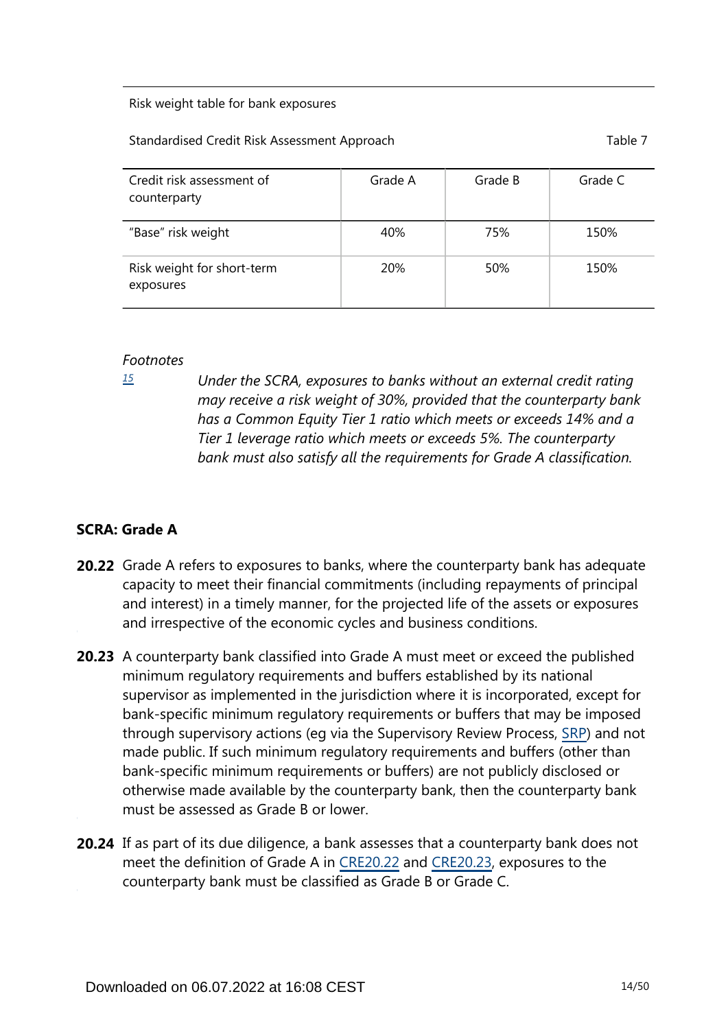Risk weight table for bank exposures

Standardised Credit Risk Assessment Approach — Table 7

| Credit risk assessment of counterparty | Grade A | Grade B | Grade C |
|---|---|---|---|
| "Base" risk weight | 40% | 75% | 150% |
| Risk weight for short-term exposures | 20% | 50% | 150% |

*Footnotes*

[15] *Under the SCRA, exposures to banks without an external credit rating may receive a risk weight of 30%, provided that the counterparty bank has a Common Equity Tier 1 ratio which meets or exceeds 14% and a Tier 1 leverage ratio which meets or exceeds 5%. The counterparty bank must also satisfy all the requirements for Grade A classification.*

### SCRA: Grade A

**20.22** Grade A refers to exposures to banks, where the counterparty bank has adequate capacity to meet their financial commitments (including repayments of principal and interest) in a timely manner, for the projected life of the assets or exposures and irrespective of the economic cycles and business conditions.

**20.23** A counterparty bank classified into Grade A must meet or exceed the published minimum regulatory requirements and buffers established by its national supervisor as implemented in the jurisdiction where it is incorporated, except for bank-specific minimum regulatory requirements or buffers that may be imposed through supervisory actions (eg via the Supervisory Review Process, SRP) and not made public. If such minimum regulatory requirements and buffers (other than bank-specific minimum requirements or buffers) are not publicly disclosed or otherwise made available by the counterparty bank, then the counterparty bank must be assessed as Grade B or lower.

**20.24** If as part of its due diligence, a bank assesses that a counterparty bank does not meet the definition of Grade A in CRE20.22 and CRE20.23, exposures to the counterparty bank must be classified as Grade B or Grade C.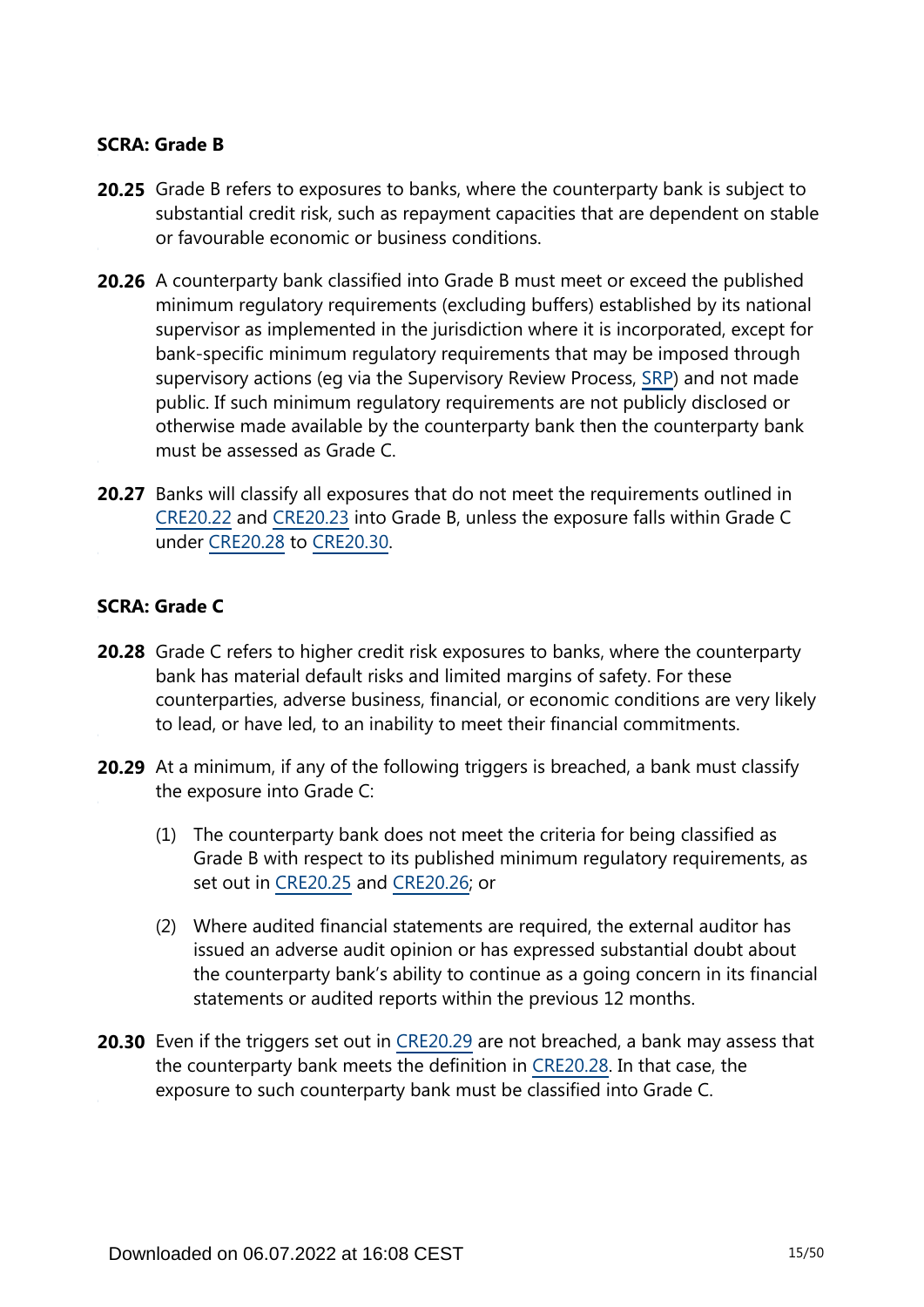### SCRA: Grade B

**20.25** Grade B refers to exposures to banks, where the counterparty bank is subject to substantial credit risk, such as repayment capacities that are dependent on stable or favourable economic or business conditions.

**20.26** A counterparty bank classified into Grade B must meet or exceed the published minimum regulatory requirements (excluding buffers) established by its national supervisor as implemented in the jurisdiction where it is incorporated, except for bank-specific minimum regulatory requirements that may be imposed through supervisory actions (eg via the Supervisory Review Process, SRP) and not made public. If such minimum regulatory requirements are not publicly disclosed or otherwise made available by the counterparty bank then the counterparty bank must be assessed as Grade C.

**20.27** Banks will classify all exposures that do not meet the requirements outlined in CRE20.22 and CRE20.23 into Grade B, unless the exposure falls within Grade C under CRE20.28 to CRE20.30.

### SCRA: Grade C

**20.28** Grade C refers to higher credit risk exposures to banks, where the counterparty bank has material default risks and limited margins of safety. For these counterparties, adverse business, financial, or economic conditions are very likely to lead, or have led, to an inability to meet their financial commitments.

**20.29** At a minimum, if any of the following triggers is breached, a bank must classify the exposure into Grade C:

(1) The counterparty bank does not meet the criteria for being classified as Grade B with respect to its published minimum regulatory requirements, as set out in CRE20.25 and CRE20.26; or

(2) Where audited financial statements are required, the external auditor has issued an adverse audit opinion or has expressed substantial doubt about the counterparty bank's ability to continue as a going concern in its financial statements or audited reports within the previous 12 months.

**20.30** Even if the triggers set out in CRE20.29 are not breached, a bank may assess that the counterparty bank meets the definition in CRE20.28. In that case, the exposure to such counterparty bank must be classified into Grade C.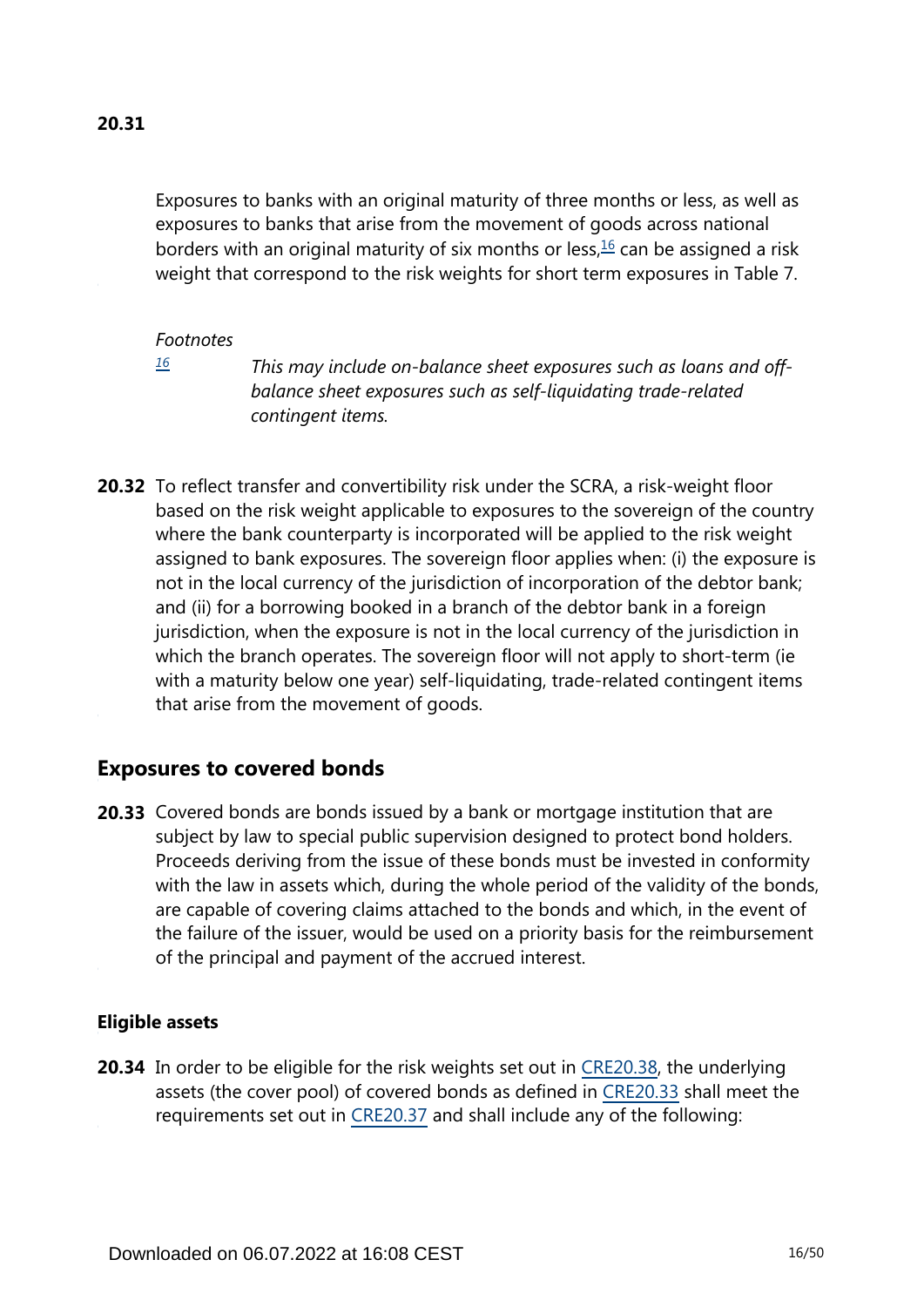**20.31**

Exposures to banks with an original maturity of three months or less, as well as exposures to banks that arise from the movement of goods across national borders with an original maturity of six months or less,[16] can be assigned a risk weight that correspond to the risk weights for short term exposures in Table 7.

*Footnotes*

[16] *This may include on-balance sheet exposures such as loans and off-balance sheet exposures such as self-liquidating trade-related contingent items.*

**20.32** To reflect transfer and convertibility risk under the SCRA, a risk-weight floor based on the risk weight applicable to exposures to the sovereign of the country where the bank counterparty is incorporated will be applied to the risk weight assigned to bank exposures. The sovereign floor applies when: (i) the exposure is not in the local currency of the jurisdiction of incorporation of the debtor bank; and (ii) for a borrowing booked in a branch of the debtor bank in a foreign jurisdiction, when the exposure is not in the local currency of the jurisdiction in which the branch operates. The sovereign floor will not apply to short-term (ie with a maturity below one year) self-liquidating, trade-related contingent items that arise from the movement of goods.

## Exposures to covered bonds

**20.33** Covered bonds are bonds issued by a bank or mortgage institution that are subject by law to special public supervision designed to protect bond holders. Proceeds deriving from the issue of these bonds must be invested in conformity with the law in assets which, during the whole period of the validity of the bonds, are capable of covering claims attached to the bonds and which, in the event of the failure of the issuer, would be used on a priority basis for the reimbursement of the principal and payment of the accrued interest.

### Eligible assets

**20.34** In order to be eligible for the risk weights set out in CRE20.38, the underlying assets (the cover pool) of covered bonds as defined in CRE20.33 shall meet the requirements set out in CRE20.37 and shall include any of the following: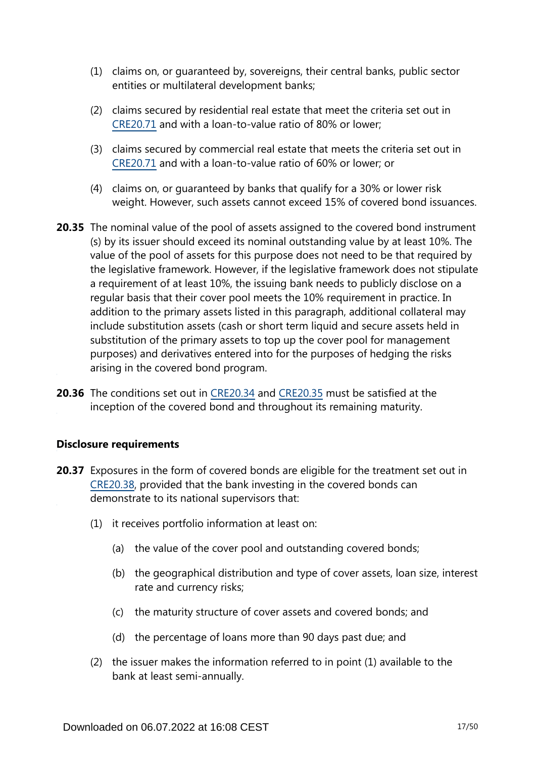(1) claims on, or guaranteed by, sovereigns, their central banks, public sector entities or multilateral development banks;

(2) claims secured by residential real estate that meet the criteria set out in CRE20.71 and with a loan-to-value ratio of 80% or lower;

(3) claims secured by commercial real estate that meets the criteria set out in CRE20.71 and with a loan-to-value ratio of 60% or lower; or

(4) claims on, or guaranteed by banks that qualify for a 30% or lower risk weight. However, such assets cannot exceed 15% of covered bond issuances.

**20.35** The nominal value of the pool of assets assigned to the covered bond instrument (s) by its issuer should exceed its nominal outstanding value by at least 10%. The value of the pool of assets for this purpose does not need to be that required by the legislative framework. However, if the legislative framework does not stipulate a requirement of at least 10%, the issuing bank needs to publicly disclose on a regular basis that their cover pool meets the 10% requirement in practice. In addition to the primary assets listed in this paragraph, additional collateral may include substitution assets (cash or short term liquid and secure assets held in substitution of the primary assets to top up the cover pool for management purposes) and derivatives entered into for the purposes of hedging the risks arising in the covered bond program.

**20.36** The conditions set out in CRE20.34 and CRE20.35 must be satisfied at the inception of the covered bond and throughout its remaining maturity.

**Disclosure requirements**

**20.37** Exposures in the form of covered bonds are eligible for the treatment set out in CRE20.38, provided that the bank investing in the covered bonds can demonstrate to its national supervisors that:

(1) it receives portfolio information at least on:

(a) the value of the cover pool and outstanding covered bonds;

(b) the geographical distribution and type of cover assets, loan size, interest rate and currency risks;

(c) the maturity structure of cover assets and covered bonds; and

(d) the percentage of loans more than 90 days past due; and

(2) the issuer makes the information referred to in point (1) available to the bank at least semi-annually.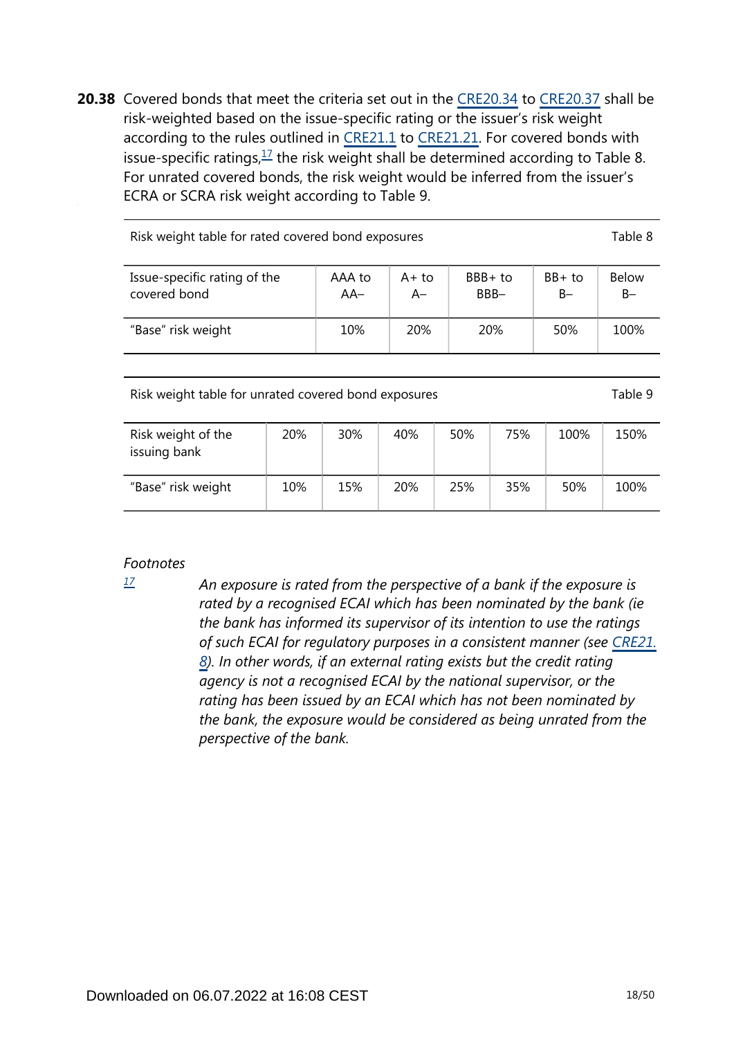**20.38** Covered bonds that meet the criteria set out in the CRE20.34 to CRE20.37 shall be risk-weighted based on the issue-specific rating or the issuer's risk weight according to the rules outlined in CRE21.1 to CRE21.21. For covered bonds with issue-specific ratings,[17] the risk weight shall be determined according to Table 8. For unrated covered bonds, the risk weight would be inferred from the issuer's ECRA or SCRA risk weight according to Table 9.

Risk weight table for rated covered bond exposures — Table 8

| Issue-specific rating of the covered bond | AAA to AA– | A+ to A– | BBB+ to BBB– | BB+ to B– | Below B– |
|---|---|---|---|---|---|
| "Base" risk weight | 10% | 20% | 20% | 50% | 100% |

Risk weight table for unrated covered bond exposures — Table 9

| Risk weight of the issuing bank | 20% | 30% | 40% | 50% | 75% | 100% | 150% |
|---|---|---|---|---|---|---|---|
| "Base" risk weight | 10% | 15% | 20% | 25% | 35% | 50% | 100% |

*Footnotes*

[17] *An exposure is rated from the perspective of a bank if the exposure is rated by a recognised ECAI which has been nominated by the bank (ie the bank has informed its supervisor of its intention to use the ratings of such ECAI for regulatory purposes in a consistent manner (see CRE21.8). In other words, if an external rating exists but the credit rating agency is not a recognised ECAI by the national supervisor, or the rating has been issued by an ECAI which has not been nominated by the bank, the exposure would be considered as being unrated from the perspective of the bank.*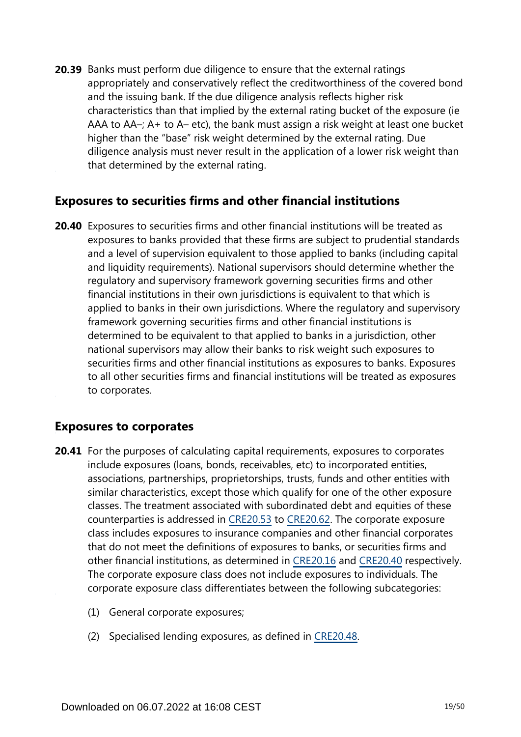**20.39** Banks must perform due diligence to ensure that the external ratings appropriately and conservatively reflect the creditworthiness of the covered bond and the issuing bank. If the due diligence analysis reflects higher risk characteristics than that implied by the external rating bucket of the exposure (ie AAA to AA–; A+ to A– etc), the bank must assign a risk weight at least one bucket higher than the "base" risk weight determined by the external rating. Due diligence analysis must never result in the application of a lower risk weight than that determined by the external rating.

## Exposures to securities firms and other financial institutions

**20.40** Exposures to securities firms and other financial institutions will be treated as exposures to banks provided that these firms are subject to prudential standards and a level of supervision equivalent to those applied to banks (including capital and liquidity requirements). National supervisors should determine whether the regulatory and supervisory framework governing securities firms and other financial institutions in their own jurisdictions is equivalent to that which is applied to banks in their own jurisdictions. Where the regulatory and supervisory framework governing securities firms and other financial institutions is determined to be equivalent to that applied to banks in a jurisdiction, other national supervisors may allow their banks to risk weight such exposures to securities firms and other financial institutions as exposures to banks. Exposures to all other securities firms and financial institutions will be treated as exposures to corporates.

## Exposures to corporates

**20.41** For the purposes of calculating capital requirements, exposures to corporates include exposures (loans, bonds, receivables, etc) to incorporated entities, associations, partnerships, proprietorships, trusts, funds and other entities with similar characteristics, except those which qualify for one of the other exposure classes. The treatment associated with subordinated debt and equities of these counterparties is addressed in CRE20.53 to CRE20.62. The corporate exposure class includes exposures to insurance companies and other financial corporates that do not meet the definitions of exposures to banks, or securities firms and other financial institutions, as determined in CRE20.16 and CRE20.40 respectively. The corporate exposure class does not include exposures to individuals. The corporate exposure class differentiates between the following subcategories:

(1) General corporate exposures;

(2) Specialised lending exposures, as defined in CRE20.48.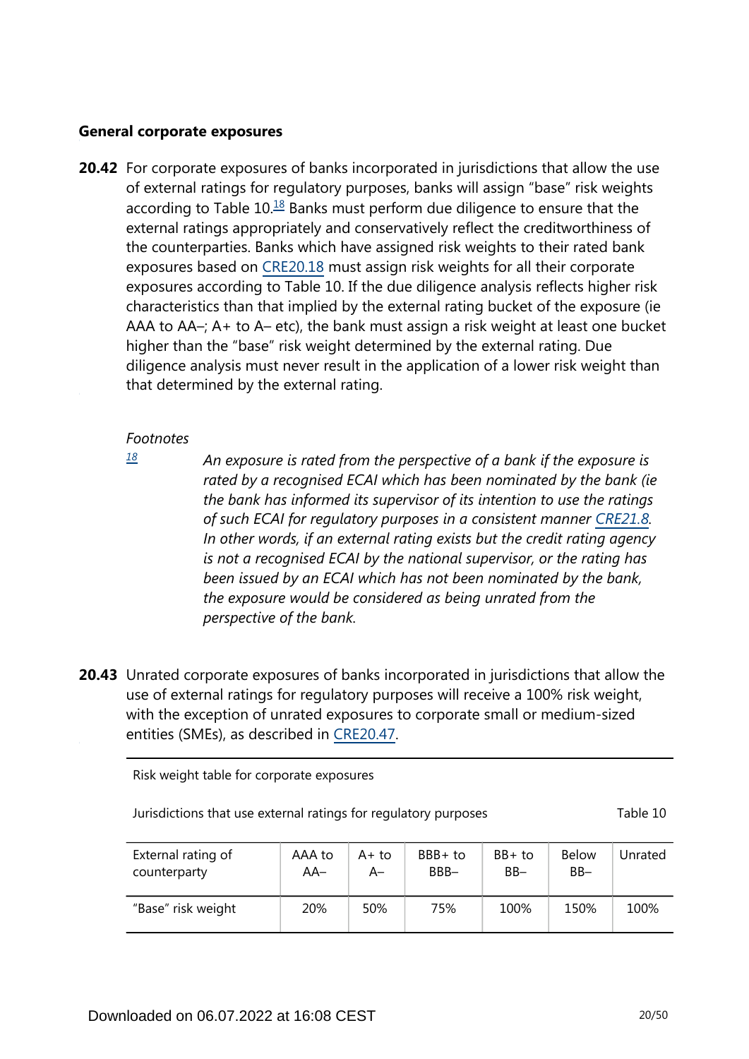### General corporate exposures

**20.42** For corporate exposures of banks incorporated in jurisdictions that allow the use of external ratings for regulatory purposes, banks will assign "base" risk weights according to Table 10.[18] Banks must perform due diligence to ensure that the external ratings appropriately and conservatively reflect the creditworthiness of the counterparties. Banks which have assigned risk weights to their rated bank exposures based on CRE20.18 must assign risk weights for all their corporate exposures according to Table 10. If the due diligence analysis reflects higher risk characteristics than that implied by the external rating bucket of the exposure (ie AAA to AA–; A+ to A– etc), the bank must assign a risk weight at least one bucket higher than the "base" risk weight determined by the external rating. Due diligence analysis must never result in the application of a lower risk weight than that determined by the external rating.

*Footnotes*

[18] *An exposure is rated from the perspective of a bank if the exposure is rated by a recognised ECAI which has been nominated by the bank (ie the bank has informed its supervisor of its intention to use the ratings of such ECAI for regulatory purposes in a consistent manner CRE21.8. In other words, if an external rating exists but the credit rating agency is not a recognised ECAI by the national supervisor, or the rating has been issued by an ECAI which has not been nominated by the bank, the exposure would be considered as being unrated from the perspective of the bank.*

**20.43** Unrated corporate exposures of banks incorporated in jurisdictions that allow the use of external ratings for regulatory purposes will receive a 100% risk weight, with the exception of unrated exposures to corporate small or medium-sized entities (SMEs), as described in CRE20.47.

Risk weight table for corporate exposures

Jurisdictions that use external ratings for regulatory purposes — Table 10

| External rating of counterparty | AAA to AA– | A+ to A– | BBB+ to BBB– | BB+ to BB– | Below BB– | Unrated |
|---|---|---|---|---|---|---|
| "Base" risk weight | 20% | 50% | 75% | 100% | 150% | 100% |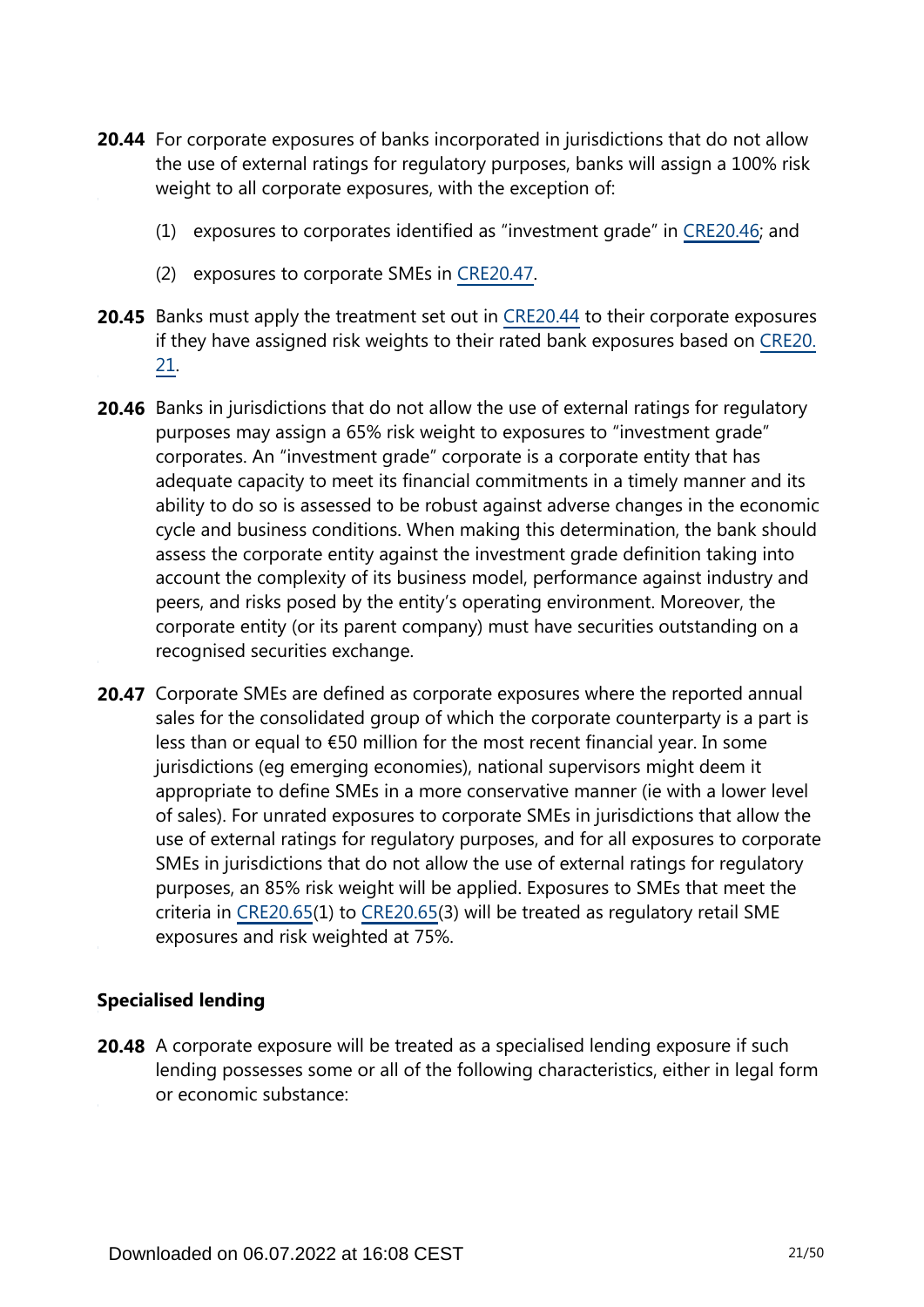**20.44** For corporate exposures of banks incorporated in jurisdictions that do not allow the use of external ratings for regulatory purposes, banks will assign a 100% risk weight to all corporate exposures, with the exception of:

(1) exposures to corporates identified as "investment grade" in CRE20.46; and

(2) exposures to corporate SMEs in CRE20.47.

**20.45** Banks must apply the treatment set out in CRE20.44 to their corporate exposures if they have assigned risk weights to their rated bank exposures based on CRE20.21.

**20.46** Banks in jurisdictions that do not allow the use of external ratings for regulatory purposes may assign a 65% risk weight to exposures to "investment grade" corporates. An "investment grade" corporate is a corporate entity that has adequate capacity to meet its financial commitments in a timely manner and its ability to do so is assessed to be robust against adverse changes in the economic cycle and business conditions. When making this determination, the bank should assess the corporate entity against the investment grade definition taking into account the complexity of its business model, performance against industry and peers, and risks posed by the entity's operating environment. Moreover, the corporate entity (or its parent company) must have securities outstanding on a recognised securities exchange.

**20.47** Corporate SMEs are defined as corporate exposures where the reported annual sales for the consolidated group of which the corporate counterparty is a part is less than or equal to €50 million for the most recent financial year. In some jurisdictions (eg emerging economies), national supervisors might deem it appropriate to define SMEs in a more conservative manner (ie with a lower level of sales). For unrated exposures to corporate SMEs in jurisdictions that allow the use of external ratings for regulatory purposes, and for all exposures to corporate SMEs in jurisdictions that do not allow the use of external ratings for regulatory purposes, an 85% risk weight will be applied. Exposures to SMEs that meet the criteria in CRE20.65(1) to CRE20.65(3) will be treated as regulatory retail SME exposures and risk weighted at 75%.

### Specialised lending

**20.48** A corporate exposure will be treated as a specialised lending exposure if such lending possesses some or all of the following characteristics, either in legal form or economic substance: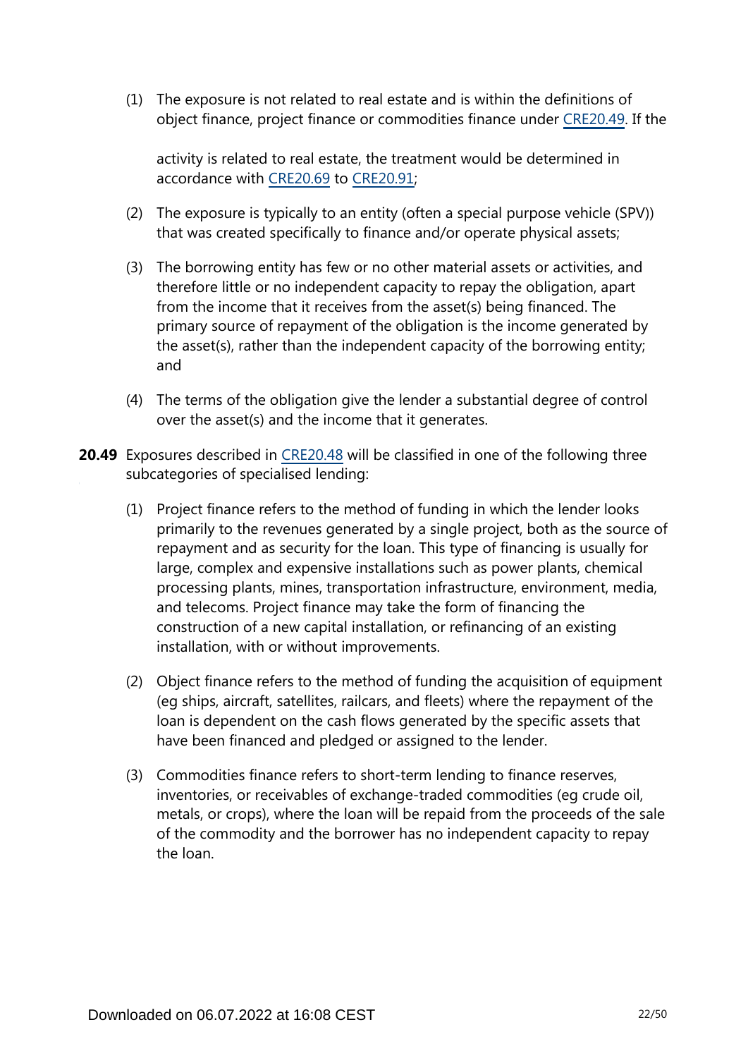(1) The exposure is not related to real estate and is within the definitions of object finance, project finance or commodities finance under CRE20.49. If the activity is related to real estate, the treatment would be determined in accordance with CRE20.69 to CRE20.91;

(2) The exposure is typically to an entity (often a special purpose vehicle (SPV)) that was created specifically to finance and/or operate physical assets;

(3) The borrowing entity has few or no other material assets or activities, and therefore little or no independent capacity to repay the obligation, apart from the income that it receives from the asset(s) being financed. The primary source of repayment of the obligation is the income generated by the asset(s), rather than the independent capacity of the borrowing entity; and

(4) The terms of the obligation give the lender a substantial degree of control over the asset(s) and the income that it generates.

**20.49** Exposures described in CRE20.48 will be classified in one of the following three subcategories of specialised lending:

(1) Project finance refers to the method of funding in which the lender looks primarily to the revenues generated by a single project, both as the source of repayment and as security for the loan. This type of financing is usually for large, complex and expensive installations such as power plants, chemical processing plants, mines, transportation infrastructure, environment, media, and telecoms. Project finance may take the form of financing the construction of a new capital installation, or refinancing of an existing installation, with or without improvements.

(2) Object finance refers to the method of funding the acquisition of equipment (eg ships, aircraft, satellites, railcars, and fleets) where the repayment of the loan is dependent on the cash flows generated by the specific assets that have been financed and pledged or assigned to the lender.

(3) Commodities finance refers to short-term lending to finance reserves, inventories, or receivables of exchange-traded commodities (eg crude oil, metals, or crops), where the loan will be repaid from the proceeds of the sale of the commodity and the borrower has no independent capacity to repay the loan.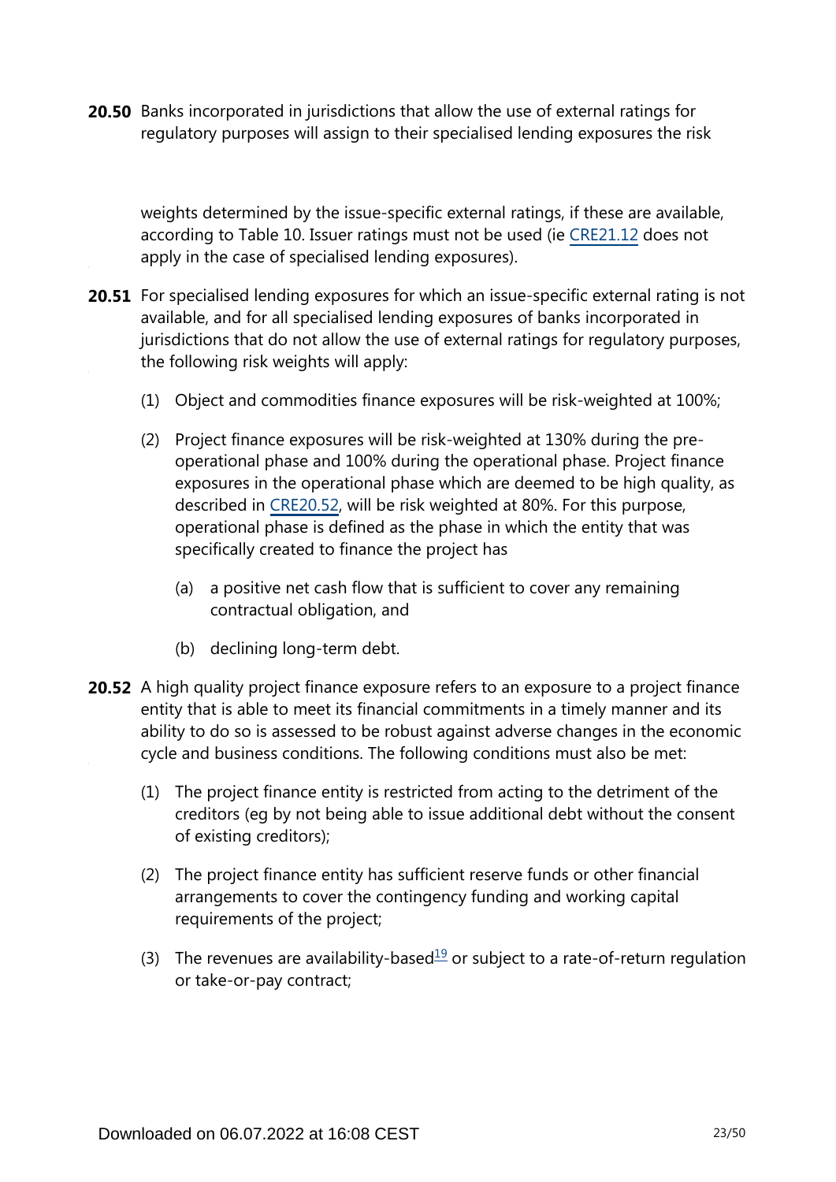**20.50** Banks incorporated in jurisdictions that allow the use of external ratings for regulatory purposes will assign to their specialised lending exposures the risk weights determined by the issue-specific external ratings, if these are available, according to Table 10. Issuer ratings must not be used (ie CRE21.12 does not apply in the case of specialised lending exposures).

**20.51** For specialised lending exposures for which an issue-specific external rating is not available, and for all specialised lending exposures of banks incorporated in jurisdictions that do not allow the use of external ratings for regulatory purposes, the following risk weights will apply:

(1) Object and commodities finance exposures will be risk-weighted at 100%;

(2) Project finance exposures will be risk-weighted at 130% during the pre-operational phase and 100% during the operational phase. Project finance exposures in the operational phase which are deemed to be high quality, as described in CRE20.52, will be risk weighted at 80%. For this purpose, operational phase is defined as the phase in which the entity that was specifically created to finance the project has

(a) a positive net cash flow that is sufficient to cover any remaining contractual obligation, and

(b) declining long-term debt.

**20.52** A high quality project finance exposure refers to an exposure to a project finance entity that is able to meet its financial commitments in a timely manner and its ability to do so is assessed to be robust against adverse changes in the economic cycle and business conditions. The following conditions must also be met:

(1) The project finance entity is restricted from acting to the detriment of the creditors (eg by not being able to issue additional debt without the consent of existing creditors);

(2) The project finance entity has sufficient reserve funds or other financial arrangements to cover the contingency funding and working capital requirements of the project;

(3) The revenues are availability-based[19] or subject to a rate-of-return regulation or take-or-pay contract;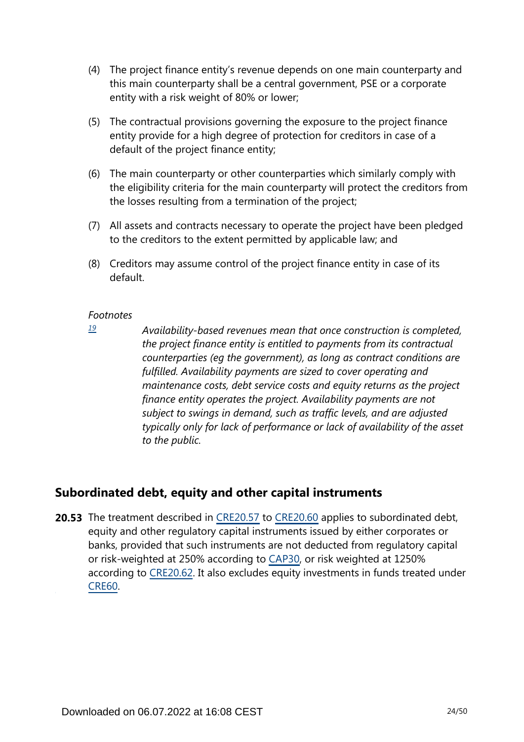(4) The project finance entity's revenue depends on one main counterparty and this main counterparty shall be a central government, PSE or a corporate entity with a risk weight of 80% or lower;

(5) The contractual provisions governing the exposure to the project finance entity provide for a high degree of protection for creditors in case of a default of the project finance entity;

(6) The main counterparty or other counterparties which similarly comply with the eligibility criteria for the main counterparty will protect the creditors from the losses resulting from a termination of the project;

(7) All assets and contracts necessary to operate the project have been pledged to the creditors to the extent permitted by applicable law; and

(8) Creditors may assume control of the project finance entity in case of its default.

*Footnotes*

[19] *Availability-based revenues mean that once construction is completed, the project finance entity is entitled to payments from its contractual counterparties (eg the government), as long as contract conditions are fulfilled. Availability payments are sized to cover operating and maintenance costs, debt service costs and equity returns as the project finance entity operates the project. Availability payments are not subject to swings in demand, such as traffic levels, and are adjusted typically only for lack of performance or lack of availability of the asset to the public.*

## Subordinated debt, equity and other capital instruments

**20.53** The treatment described in CRE20.57 to CRE20.60 applies to subordinated debt, equity and other regulatory capital instruments issued by either corporates or banks, provided that such instruments are not deducted from regulatory capital or risk-weighted at 250% according to CAP30, or risk weighted at 1250% according to CRE20.62. It also excludes equity investments in funds treated under CRE60.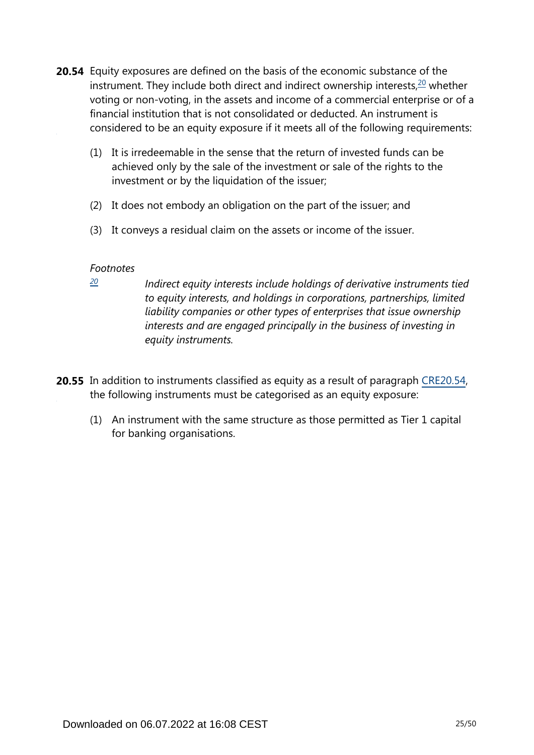**20.54** Equity exposures are defined on the basis of the economic substance of the instrument. They include both direct and indirect ownership interests,[20] whether voting or non-voting, in the assets and income of a commercial enterprise or of a financial institution that is not consolidated or deducted. An instrument is considered to be an equity exposure if it meets all of the following requirements:

(1) It is irredeemable in the sense that the return of invested funds can be achieved only by the sale of the investment or sale of the rights to the investment or by the liquidation of the issuer;

(2) It does not embody an obligation on the part of the issuer; and

(3) It conveys a residual claim on the assets or income of the issuer.

*Footnotes*

[20] *Indirect equity interests include holdings of derivative instruments tied to equity interests, and holdings in corporations, partnerships, limited liability companies or other types of enterprises that issue ownership interests and are engaged principally in the business of investing in equity instruments.*

**20.55** In addition to instruments classified as equity as a result of paragraph CRE20.54, the following instruments must be categorised as an equity exposure:

(1) An instrument with the same structure as those permitted as Tier 1 capital for banking organisations.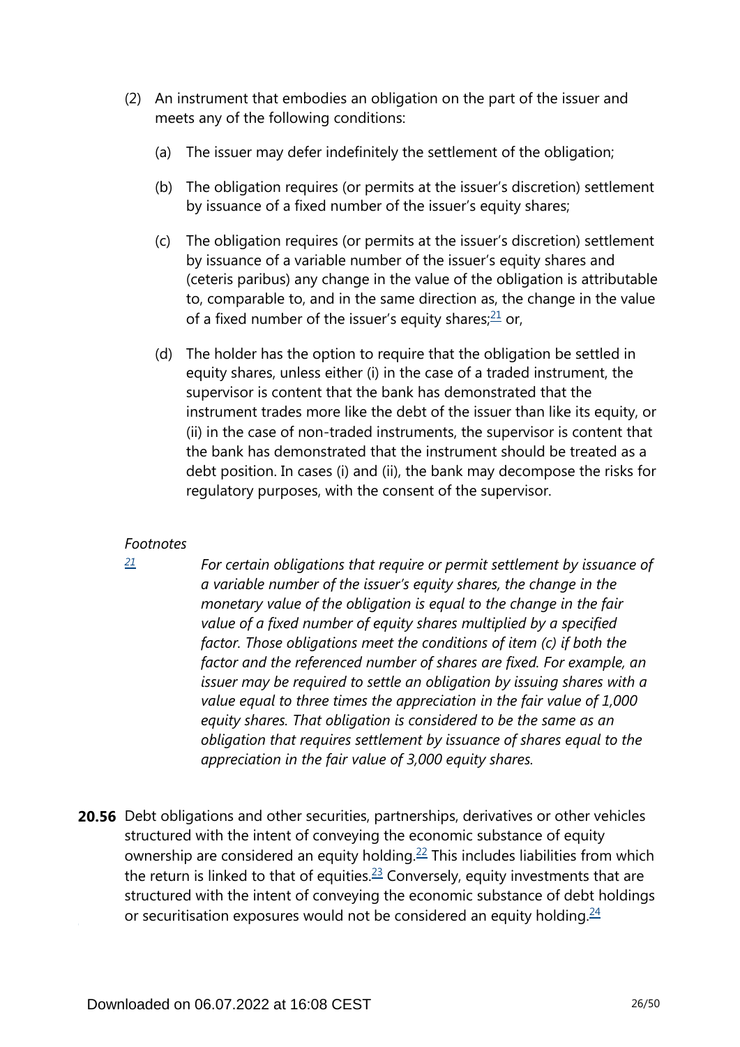(2) An instrument that embodies an obligation on the part of the issuer and meets any of the following conditions:

(a) The issuer may defer indefinitely the settlement of the obligation;

(b) The obligation requires (or permits at the issuer's discretion) settlement by issuance of a fixed number of the issuer's equity shares;

(c) The obligation requires (or permits at the issuer's discretion) settlement by issuance of a variable number of the issuer's equity shares and (ceteris paribus) any change in the value of the obligation is attributable to, comparable to, and in the same direction as, the change in the value of a fixed number of the issuer's equity shares;[21] or,

(d) The holder has the option to require that the obligation be settled in equity shares, unless either (i) in the case of a traded instrument, the supervisor is content that the bank has demonstrated that the instrument trades more like the debt of the issuer than like its equity, or (ii) in the case of non-traded instruments, the supervisor is content that the bank has demonstrated that the instrument should be treated as a debt position. In cases (i) and (ii), the bank may decompose the risks for regulatory purposes, with the consent of the supervisor.

*Footnotes*

[21] *For certain obligations that require or permit settlement by issuance of a variable number of the issuer's equity shares, the change in the monetary value of the obligation is equal to the change in the fair value of a fixed number of equity shares multiplied by a specified factor. Those obligations meet the conditions of item (c) if both the factor and the referenced number of shares are fixed. For example, an issuer may be required to settle an obligation by issuing shares with a value equal to three times the appreciation in the fair value of 1,000 equity shares. That obligation is considered to be the same as an obligation that requires settlement by issuance of shares equal to the appreciation in the fair value of 3,000 equity shares.*

**20.56** Debt obligations and other securities, partnerships, derivatives or other vehicles structured with the intent of conveying the economic substance of equity ownership are considered an equity holding.[22] This includes liabilities from which the return is linked to that of equities.[23] Conversely, equity investments that are structured with the intent of conveying the economic substance of debt holdings or securitisation exposures would not be considered an equity holding.[24]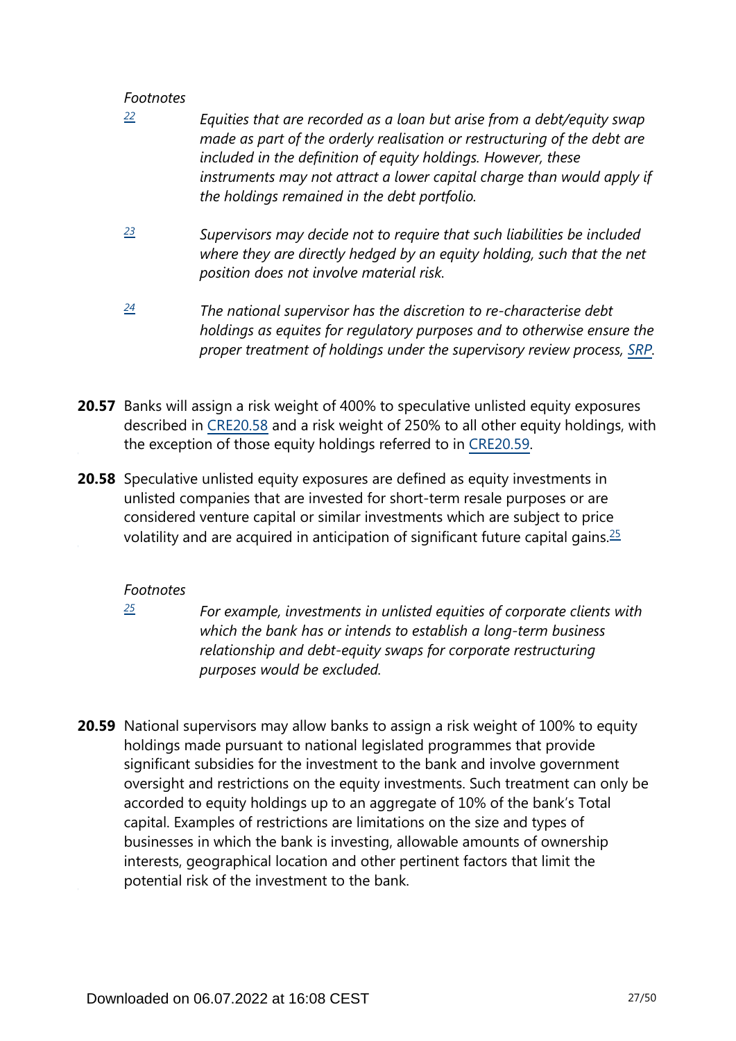*Footnotes*

[22] *Equities that are recorded as a loan but arise from a debt/equity swap made as part of the orderly realisation or restructuring of the debt are included in the definition of equity holdings. However, these instruments may not attract a lower capital charge than would apply if the holdings remained in the debt portfolio.*

[23] *Supervisors may decide not to require that such liabilities be included where they are directly hedged by an equity holding, such that the net position does not involve material risk.*

[24] *The national supervisor has the discretion to re-characterise debt holdings as equites for regulatory purposes and to otherwise ensure the proper treatment of holdings under the supervisory review process, SRP.*

**20.57** Banks will assign a risk weight of 400% to speculative unlisted equity exposures described in CRE20.58 and a risk weight of 250% to all other equity holdings, with the exception of those equity holdings referred to in CRE20.59.

**20.58** Speculative unlisted equity exposures are defined as equity investments in unlisted companies that are invested for short-term resale purposes or are considered venture capital or similar investments which are subject to price volatility and are acquired in anticipation of significant future capital gains.[25]

*Footnotes*

[25] *For example, investments in unlisted equities of corporate clients with which the bank has or intends to establish a long-term business relationship and debt-equity swaps for corporate restructuring purposes would be excluded.*

**20.59** National supervisors may allow banks to assign a risk weight of 100% to equity holdings made pursuant to national legislated programmes that provide significant subsidies for the investment to the bank and involve government oversight and restrictions on the equity investments. Such treatment can only be accorded to equity holdings up to an aggregate of 10% of the bank's Total capital. Examples of restrictions are limitations on the size and types of businesses in which the bank is investing, allowable amounts of ownership interests, geographical location and other pertinent factors that limit the potential risk of the investment to the bank.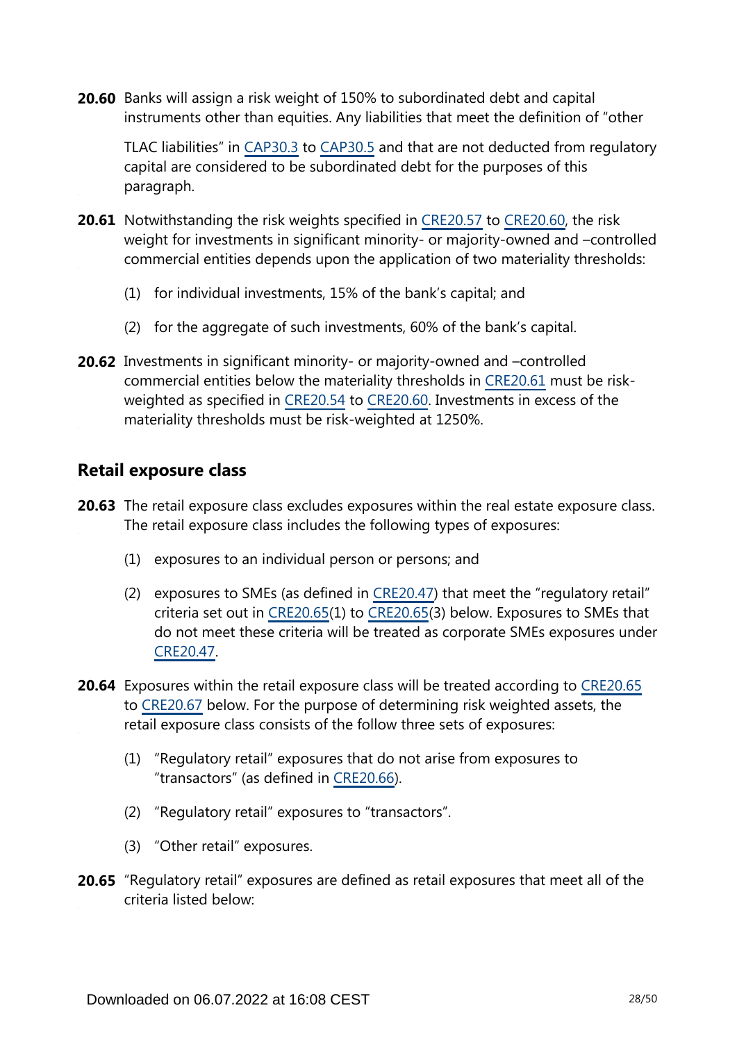**20.60** Banks will assign a risk weight of 150% to subordinated debt and capital instruments other than equities. Any liabilities that meet the definition of "other TLAC liabilities" in CAP30.3 to CAP30.5 and that are not deducted from regulatory capital are considered to be subordinated debt for the purposes of this paragraph.

**20.61** Notwithstanding the risk weights specified in CRE20.57 to CRE20.60, the risk weight for investments in significant minority- or majority-owned and –controlled commercial entities depends upon the application of two materiality thresholds:

(1) for individual investments, 15% of the bank's capital; and

(2) for the aggregate of such investments, 60% of the bank's capital.

**20.62** Investments in significant minority- or majority-owned and –controlled commercial entities below the materiality thresholds in CRE20.61 must be risk-weighted as specified in CRE20.54 to CRE20.60. Investments in excess of the materiality thresholds must be risk-weighted at 1250%.

## Retail exposure class

**20.63** The retail exposure class excludes exposures within the real estate exposure class. The retail exposure class includes the following types of exposures:

(1) exposures to an individual person or persons; and

(2) exposures to SMEs (as defined in CRE20.47) that meet the "regulatory retail" criteria set out in CRE20.65(1) to CRE20.65(3) below. Exposures to SMEs that do not meet these criteria will be treated as corporate SMEs exposures under CRE20.47.

**20.64** Exposures within the retail exposure class will be treated according to CRE20.65 to CRE20.67 below. For the purpose of determining risk weighted assets, the retail exposure class consists of the follow three sets of exposures:

(1) "Regulatory retail" exposures that do not arise from exposures to "transactors" (as defined in CRE20.66).

(2) "Regulatory retail" exposures to "transactors".

(3) "Other retail" exposures.

**20.65** "Regulatory retail" exposures are defined as retail exposures that meet all of the criteria listed below: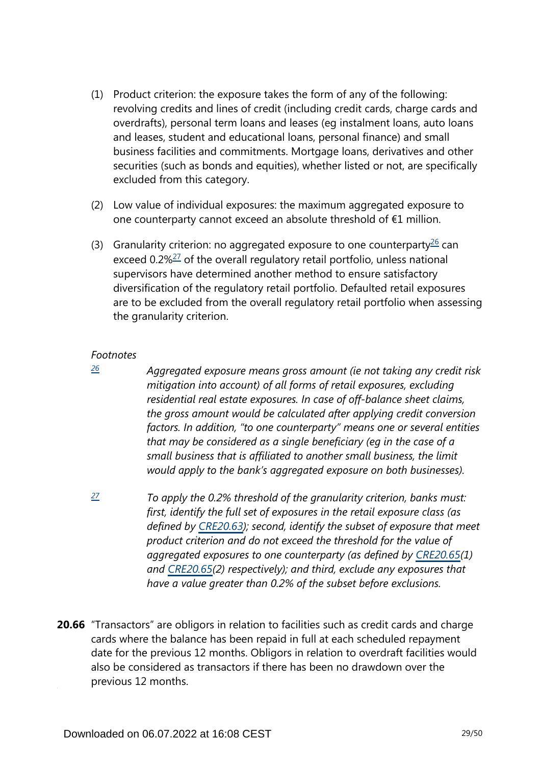(1) Product criterion: the exposure takes the form of any of the following: revolving credits and lines of credit (including credit cards, charge cards and overdrafts), personal term loans and leases (eg instalment loans, auto loans and leases, student and educational loans, personal finance) and small business facilities and commitments. Mortgage loans, derivatives and other securities (such as bonds and equities), whether listed or not, are specifically excluded from this category.

(2) Low value of individual exposures: the maximum aggregated exposure to one counterparty cannot exceed an absolute threshold of €1 million.

(3) Granularity criterion: no aggregated exposure to one counterparty[26] can exceed 0.2%[27] of the overall regulatory retail portfolio, unless national supervisors have determined another method to ensure satisfactory diversification of the regulatory retail portfolio. Defaulted retail exposures are to be excluded from the overall regulatory retail portfolio when assessing the granularity criterion.

*Footnotes*

[26] *Aggregated exposure means gross amount (ie not taking any credit risk mitigation into account) of all forms of retail exposures, excluding residential real estate exposures. In case of off-balance sheet claims, the gross amount would be calculated after applying credit conversion factors. In addition, "to one counterparty" means one or several entities that may be considered as a single beneficiary (eg in the case of a small business that is affiliated to another small business, the limit would apply to the bank's aggregated exposure on both businesses).*

[27] *To apply the 0.2% threshold of the granularity criterion, banks must: first, identify the full set of exposures in the retail exposure class (as defined by CRE20.63); second, identify the subset of exposure that meet product criterion and do not exceed the threshold for the value of aggregated exposures to one counterparty (as defined by CRE20.65(1) and CRE20.65(2) respectively); and third, exclude any exposures that have a value greater than 0.2% of the subset before exclusions.*

**20.66** "Transactors" are obligors in relation to facilities such as credit cards and charge cards where the balance has been repaid in full at each scheduled repayment date for the previous 12 months. Obligors in relation to overdraft facilities would also be considered as transactors if there has been no drawdown over the previous 12 months.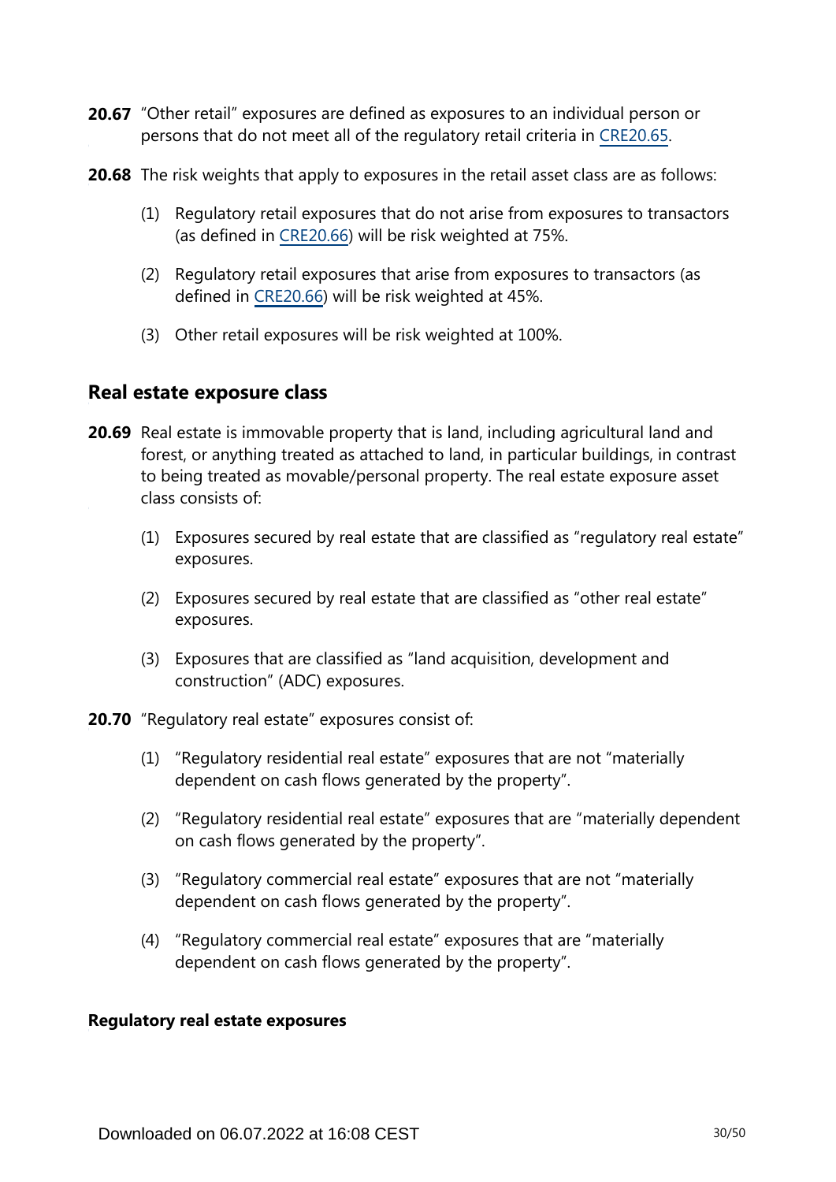**20.67** "Other retail" exposures are defined as exposures to an individual person or persons that do not meet all of the regulatory retail criteria in CRE20.65.

**20.68** The risk weights that apply to exposures in the retail asset class are as follows:

(1) Regulatory retail exposures that do not arise from exposures to transactors (as defined in CRE20.66) will be risk weighted at 75%.

(2) Regulatory retail exposures that arise from exposures to transactors (as defined in CRE20.66) will be risk weighted at 45%.

(3) Other retail exposures will be risk weighted at 100%.

## Real estate exposure class

**20.69** Real estate is immovable property that is land, including agricultural land and forest, or anything treated as attached to land, in particular buildings, in contrast to being treated as movable/personal property. The real estate exposure asset class consists of:

(1) Exposures secured by real estate that are classified as "regulatory real estate" exposures.

(2) Exposures secured by real estate that are classified as "other real estate" exposures.

(3) Exposures that are classified as "land acquisition, development and construction" (ADC) exposures.

**20.70** "Regulatory real estate" exposures consist of:

(1) "Regulatory residential real estate" exposures that are not "materially dependent on cash flows generated by the property".

(2) "Regulatory residential real estate" exposures that are "materially dependent on cash flows generated by the property".

(3) "Regulatory commercial real estate" exposures that are not "materially dependent on cash flows generated by the property".

(4) "Regulatory commercial real estate" exposures that are "materially dependent on cash flows generated by the property".

### Regulatory real estate exposures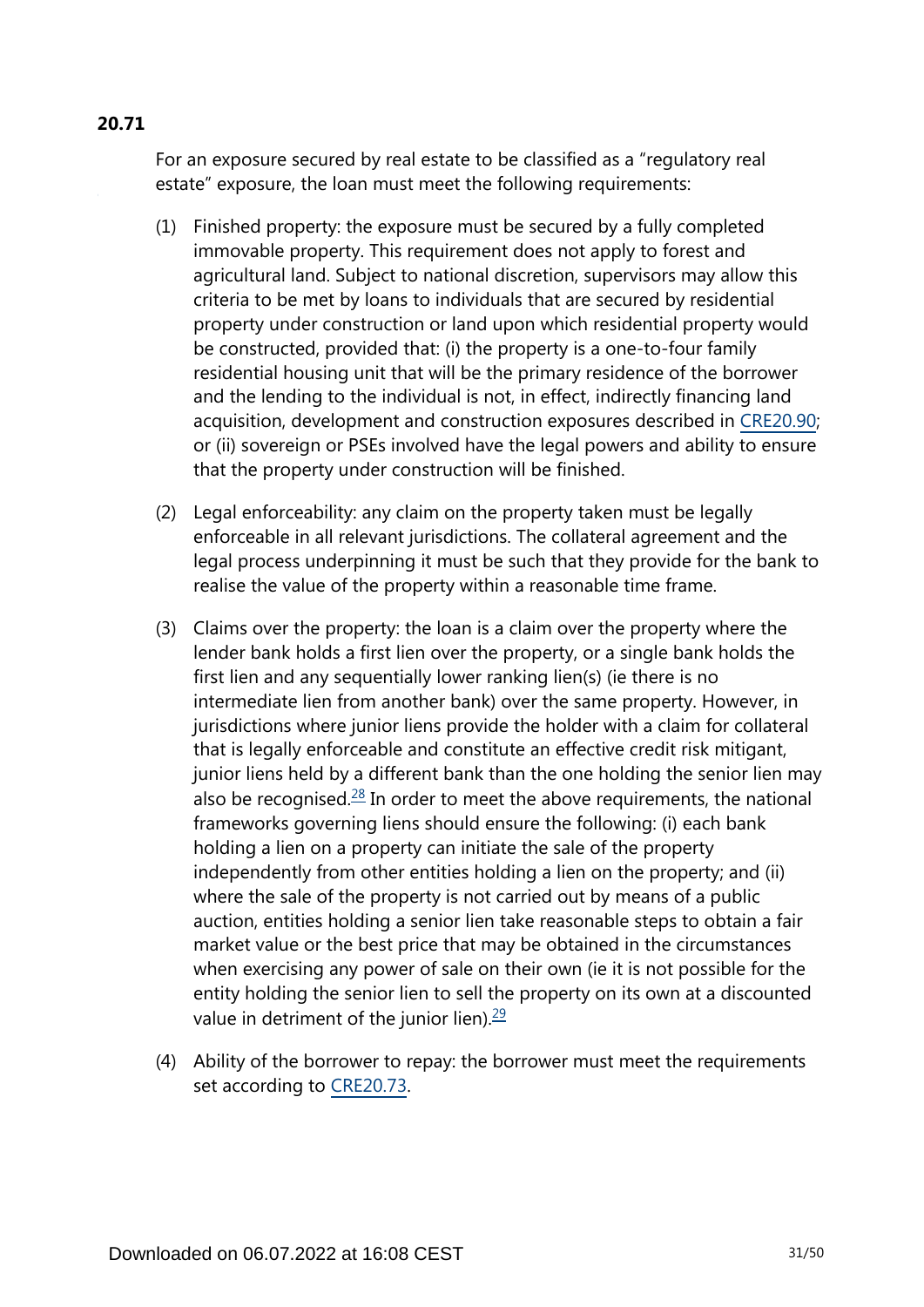**20.71**

For an exposure secured by real estate to be classified as a "regulatory real estate" exposure, the loan must meet the following requirements:

(1) Finished property: the exposure must be secured by a fully completed immovable property. This requirement does not apply to forest and agricultural land. Subject to national discretion, supervisors may allow this criteria to be met by loans to individuals that are secured by residential property under construction or land upon which residential property would be constructed, provided that: (i) the property is a one-to-four family residential housing unit that will be the primary residence of the borrower and the lending to the individual is not, in effect, indirectly financing land acquisition, development and construction exposures described in CRE20.90; or (ii) sovereign or PSEs involved have the legal powers and ability to ensure that the property under construction will be finished.

(2) Legal enforceability: any claim on the property taken must be legally enforceable in all relevant jurisdictions. The collateral agreement and the legal process underpinning it must be such that they provide for the bank to realise the value of the property within a reasonable time frame.

(3) Claims over the property: the loan is a claim over the property where the lender bank holds a first lien over the property, or a single bank holds the first lien and any sequentially lower ranking lien(s) (ie there is no intermediate lien from another bank) over the same property. However, in jurisdictions where junior liens provide the holder with a claim for collateral that is legally enforceable and constitute an effective credit risk mitigant, junior liens held by a different bank than the one holding the senior lien may also be recognised.[28] In order to meet the above requirements, the national frameworks governing liens should ensure the following: (i) each bank holding a lien on a property can initiate the sale of the property independently from other entities holding a lien on the property; and (ii) where the sale of the property is not carried out by means of a public auction, entities holding a senior lien take reasonable steps to obtain a fair market value or the best price that may be obtained in the circumstances when exercising any power of sale on their own (ie it is not possible for the entity holding the senior lien to sell the property on its own at a discounted value in detriment of the junior lien).[29]

(4) Ability of the borrower to repay: the borrower must meet the requirements set according to CRE20.73.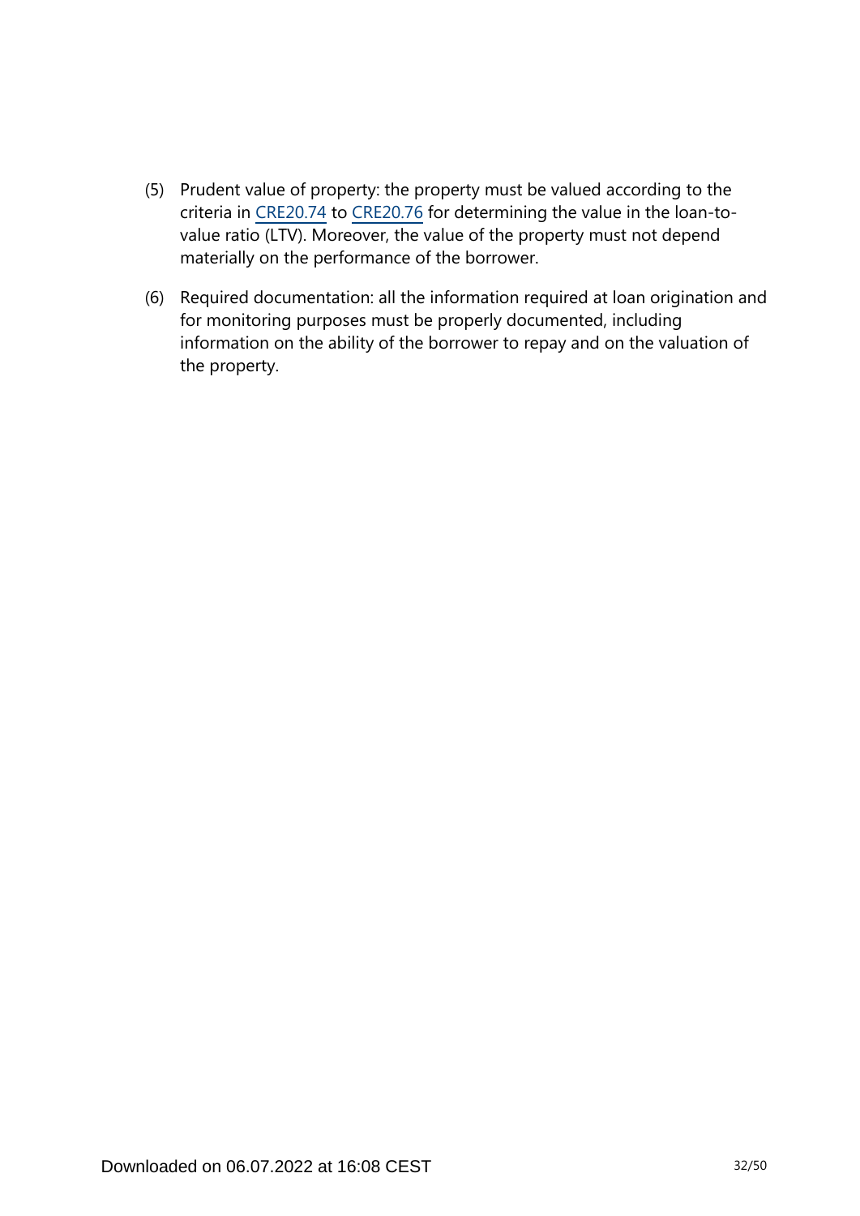(5) Prudent value of property: the property must be valued according to the criteria in CRE20.74 to CRE20.76 for determining the value in the loan-to-value ratio (LTV). Moreover, the value of the property must not depend materially on the performance of the borrower.

(6) Required documentation: all the information required at loan origination and for monitoring purposes must be properly documented, including information on the ability of the borrower to repay and on the valuation of the property.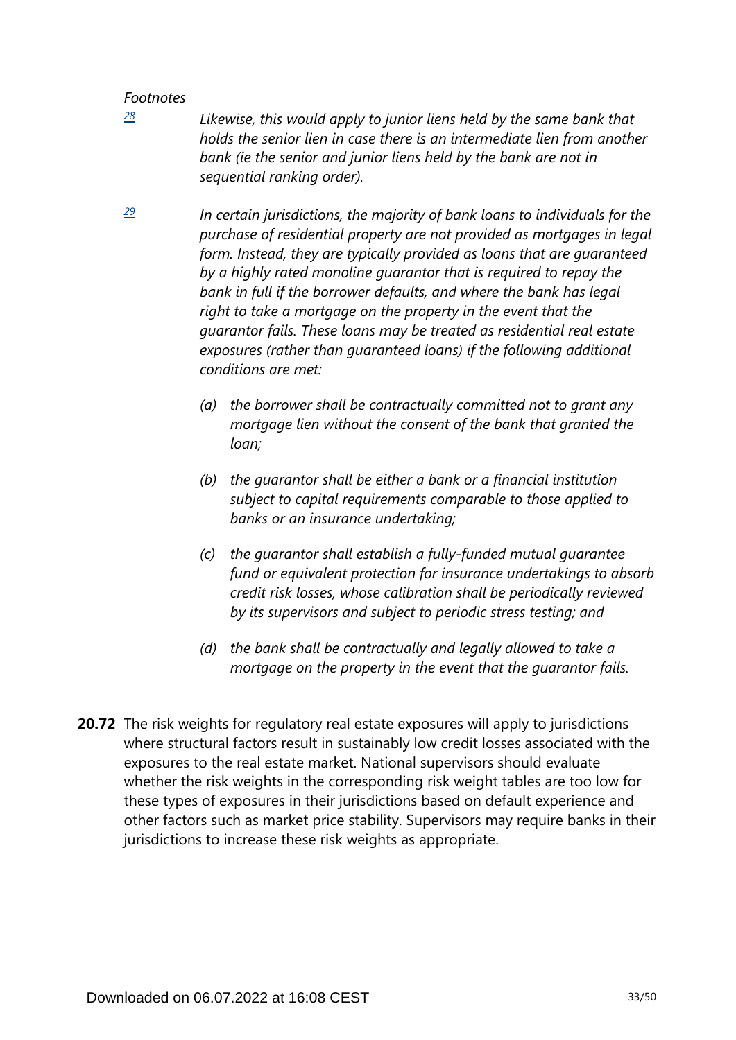*Footnotes*

[28] *Likewise, this would apply to junior liens held by the same bank that holds the senior lien in case there is an intermediate lien from another bank (ie the senior and junior liens held by the bank are not in sequential ranking order).*

[29] *In certain jurisdictions, the majority of bank loans to individuals for the purchase of residential property are not provided as mortgages in legal form. Instead, they are typically provided as loans that are guaranteed by a highly rated monoline guarantor that is required to repay the bank in full if the borrower defaults, and where the bank has legal right to take a mortgage on the property in the event that the guarantor fails. These loans may be treated as residential real estate exposures (rather than guaranteed loans) if the following additional conditions are met:*

- *(a) the borrower shall be contractually committed not to grant any mortgage lien without the consent of the bank that granted the loan;*
- *(b) the guarantor shall be either a bank or a financial institution subject to capital requirements comparable to those applied to banks or an insurance undertaking;*
- *(c) the guarantor shall establish a fully-funded mutual guarantee fund or equivalent protection for insurance undertakings to absorb credit risk losses, whose calibration shall be periodically reviewed by its supervisors and subject to periodic stress testing; and*
- *(d) the bank shall be contractually and legally allowed to take a mortgage on the property in the event that the guarantor fails.*

**20.72** The risk weights for regulatory real estate exposures will apply to jurisdictions where structural factors result in sustainably low credit losses associated with the exposures to the real estate market. National supervisors should evaluate whether the risk weights in the corresponding risk weight tables are too low for these types of exposures in their jurisdictions based on default experience and other factors such as market price stability. Supervisors may require banks in their jurisdictions to increase these risk weights as appropriate.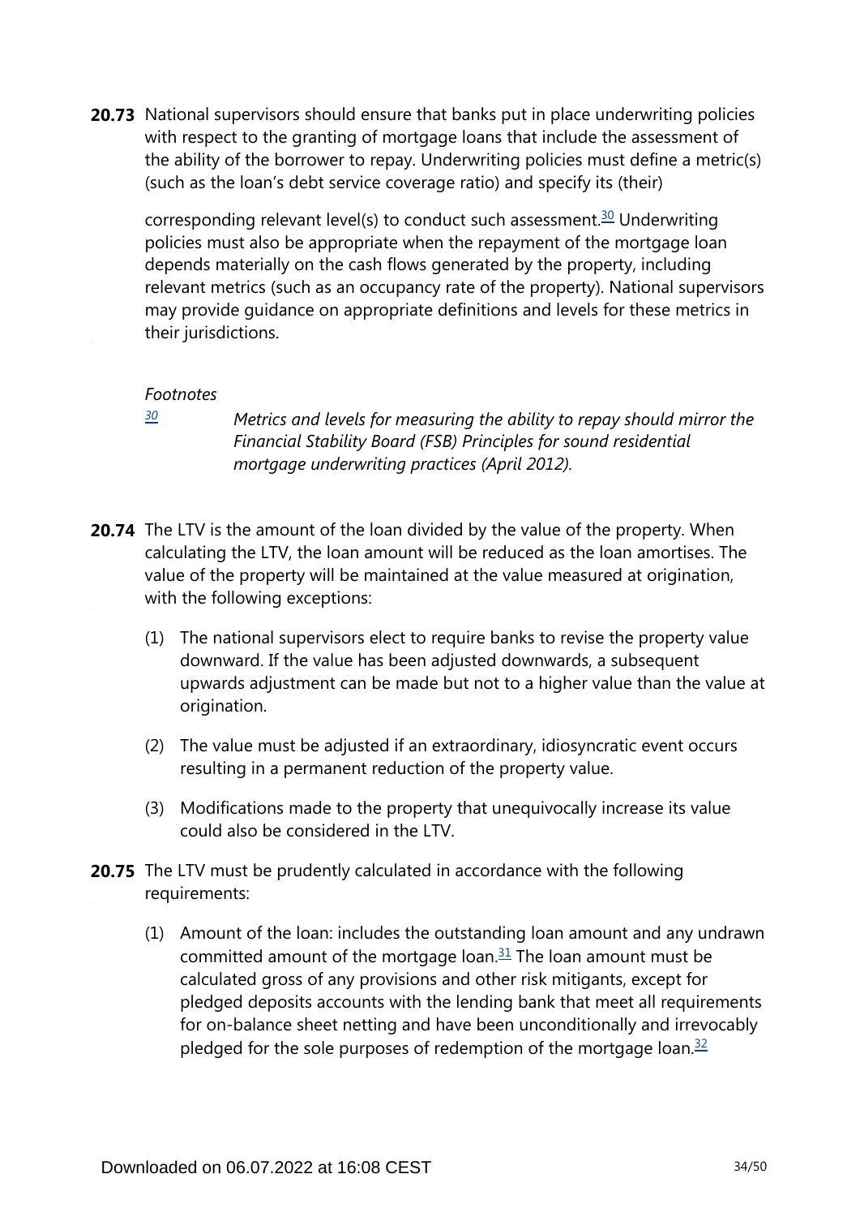**20.73** National supervisors should ensure that banks put in place underwriting policies with respect to the granting of mortgage loans that include the assessment of the ability of the borrower to repay. Underwriting policies must define a metric(s) (such as the loan's debt service coverage ratio) and specify its (their) corresponding relevant level(s) to conduct such assessment.[30] Underwriting policies must also be appropriate when the repayment of the mortgage loan depends materially on the cash flows generated by the property, including relevant metrics (such as an occupancy rate of the property). National supervisors may provide guidance on appropriate definitions and levels for these metrics in their jurisdictions.

*Footnotes*

[30] *Metrics and levels for measuring the ability to repay should mirror the Financial Stability Board (FSB) Principles for sound residential mortgage underwriting practices (April 2012).*

**20.74** The LTV is the amount of the loan divided by the value of the property. When calculating the LTV, the loan amount will be reduced as the loan amortises. The value of the property will be maintained at the value measured at origination, with the following exceptions:

(1) The national supervisors elect to require banks to revise the property value downward. If the value has been adjusted downwards, a subsequent upwards adjustment can be made but not to a higher value than the value at origination.

(2) The value must be adjusted if an extraordinary, idiosyncratic event occurs resulting in a permanent reduction of the property value.

(3) Modifications made to the property that unequivocally increase its value could also be considered in the LTV.

**20.75** The LTV must be prudently calculated in accordance with the following requirements:

(1) Amount of the loan: includes the outstanding loan amount and any undrawn committed amount of the mortgage loan.[31] The loan amount must be calculated gross of any provisions and other risk mitigants, except for pledged deposits accounts with the lending bank that meet all requirements for on-balance sheet netting and have been unconditionally and irrevocably pledged for the sole purposes of redemption of the mortgage loan.[32]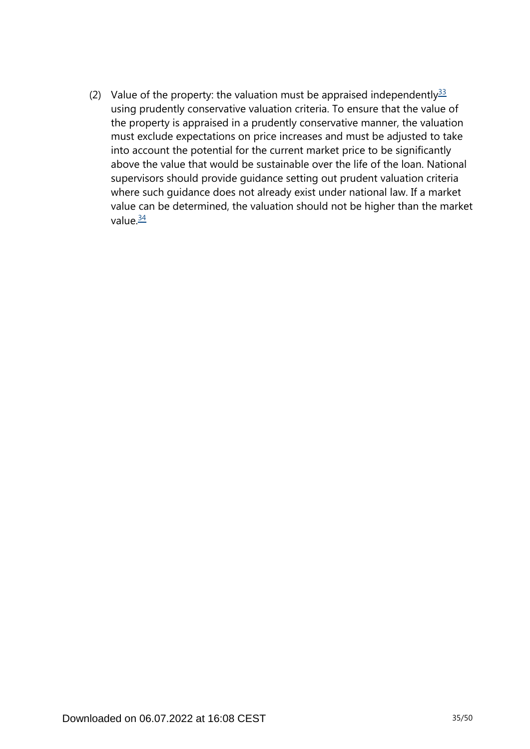(2) Value of the property: the valuation must be appraised independently[33] using prudently conservative valuation criteria. To ensure that the value of the property is appraised in a prudently conservative manner, the valuation must exclude expectations on price increases and must be adjusted to take into account the potential for the current market price to be significantly above the value that would be sustainable over the life of the loan. National supervisors should provide guidance setting out prudent valuation criteria where such guidance does not already exist under national law. If a market value can be determined, the valuation should not be higher than the market value.[34]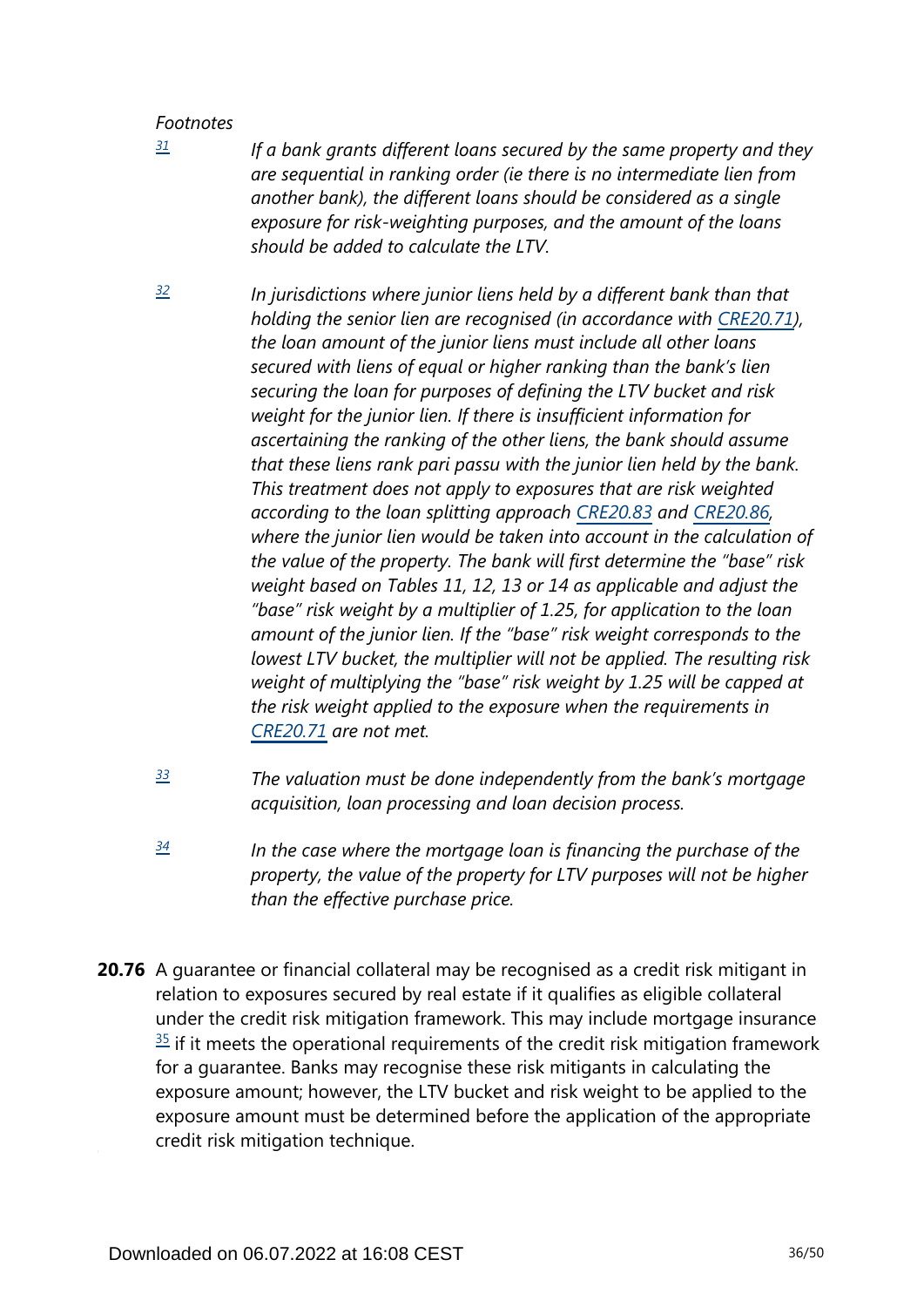*Footnotes*

[31] *If a bank grants different loans secured by the same property and they are sequential in ranking order (ie there is no intermediate lien from another bank), the different loans should be considered as a single exposure for risk-weighting purposes, and the amount of the loans should be added to calculate the LTV.*

[32] *In jurisdictions where junior liens held by a different bank than that holding the senior lien are recognised (in accordance with CRE20.71), the loan amount of the junior liens must include all other loans secured with liens of equal or higher ranking than the bank's lien securing the loan for purposes of defining the LTV bucket and risk weight for the junior lien. If there is insufficient information for ascertaining the ranking of the other liens, the bank should assume that these liens rank pari passu with the junior lien held by the bank. This treatment does not apply to exposures that are risk weighted according to the loan splitting approach CRE20.83 and CRE20.86, where the junior lien would be taken into account in the calculation of the value of the property. The bank will first determine the "base" risk weight based on Tables 11, 12, 13 or 14 as applicable and adjust the "base" risk weight by a multiplier of 1.25, for application to the loan amount of the junior lien. If the "base" risk weight corresponds to the lowest LTV bucket, the multiplier will not be applied. The resulting risk weight of multiplying the "base" risk weight by 1.25 will be capped at the risk weight applied to the exposure when the requirements in CRE20.71 are not met.*

[33] *The valuation must be done independently from the bank's mortgage acquisition, loan processing and loan decision process.*

[34] *In the case where the mortgage loan is financing the purchase of the property, the value of the property for LTV purposes will not be higher than the effective purchase price.*

**20.76** A guarantee or financial collateral may be recognised as a credit risk mitigant in relation to exposures secured by real estate if it qualifies as eligible collateral under the credit risk mitigation framework. This may include mortgage insurance [35] if it meets the operational requirements of the credit risk mitigation framework for a guarantee. Banks may recognise these risk mitigants in calculating the exposure amount; however, the LTV bucket and risk weight to be applied to the exposure amount must be determined before the application of the appropriate credit risk mitigation technique.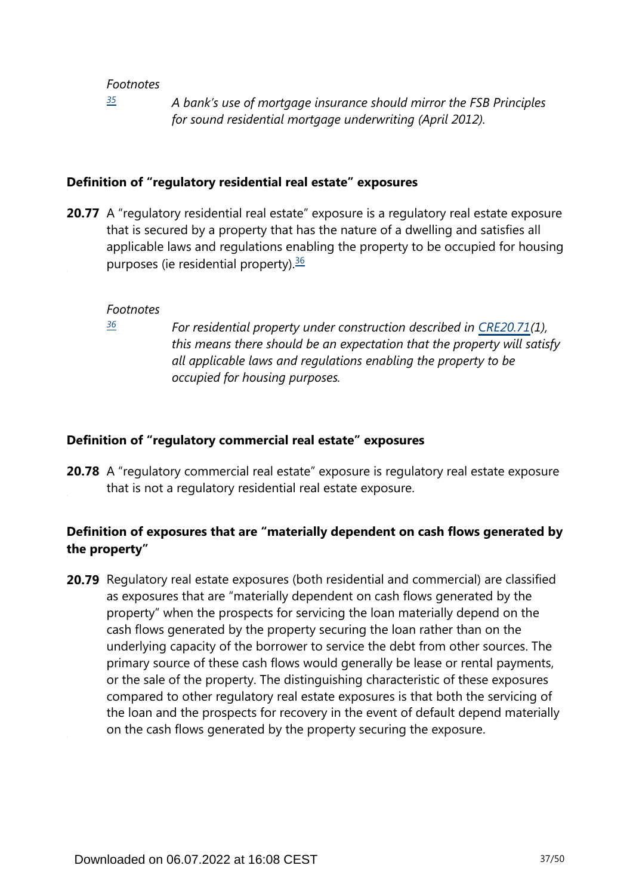*Footnotes*

[35] *A bank's use of mortgage insurance should mirror the FSB Principles for sound residential mortgage underwriting (April 2012).*

### Definition of "regulatory residential real estate" exposures

**20.77** A "regulatory residential real estate" exposure is a regulatory real estate exposure that is secured by a property that has the nature of a dwelling and satisfies all applicable laws and regulations enabling the property to be occupied for housing purposes (ie residential property).[36]

*Footnotes*

[36] *For residential property under construction described in CRE20.71(1), this means there should be an expectation that the property will satisfy all applicable laws and regulations enabling the property to be occupied for housing purposes.*

### Definition of "regulatory commercial real estate" exposures

**20.78** A "regulatory commercial real estate" exposure is regulatory real estate exposure that is not a regulatory residential real estate exposure.

### Definition of exposures that are "materially dependent on cash flows generated by the property"

**20.79** Regulatory real estate exposures (both residential and commercial) are classified as exposures that are "materially dependent on cash flows generated by the property" when the prospects for servicing the loan materially depend on the cash flows generated by the property securing the loan rather than on the underlying capacity of the borrower to service the debt from other sources. The primary source of these cash flows would generally be lease or rental payments, or the sale of the property. The distinguishing characteristic of these exposures compared to other regulatory real estate exposures is that both the servicing of the loan and the prospects for recovery in the event of default depend materially on the cash flows generated by the property securing the exposure.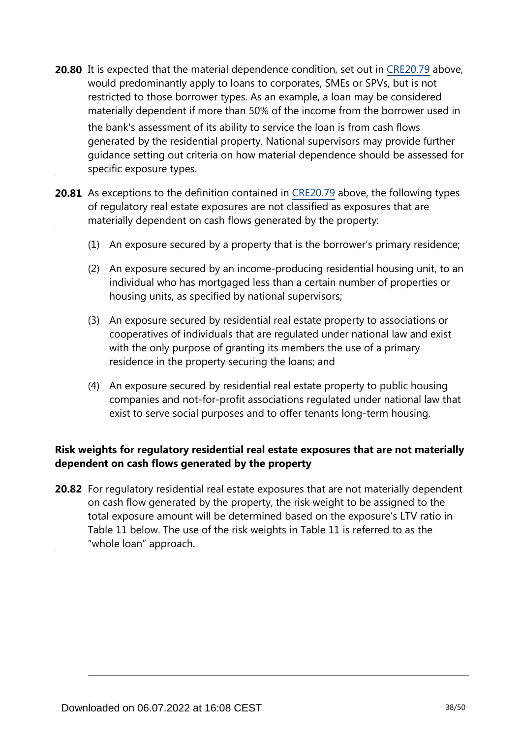**20.80** It is expected that the material dependence condition, set out in CRE20.79 above, would predominantly apply to loans to corporates, SMEs or SPVs, but is not restricted to those borrower types. As an example, a loan may be considered materially dependent if more than 50% of the income from the borrower used in the bank's assessment of its ability to service the loan is from cash flows generated by the residential property. National supervisors may provide further guidance setting out criteria on how material dependence should be assessed for specific exposure types.

**20.81** As exceptions to the definition contained in CRE20.79 above, the following types of regulatory real estate exposures are not classified as exposures that are materially dependent on cash flows generated by the property:

(1) An exposure secured by a property that is the borrower's primary residence;

(2) An exposure secured by an income-producing residential housing unit, to an individual who has mortgaged less than a certain number of properties or housing units, as specified by national supervisors;

(3) An exposure secured by residential real estate property to associations or cooperatives of individuals that are regulated under national law and exist with the only purpose of granting its members the use of a primary residence in the property securing the loans; and

(4) An exposure secured by residential real estate property to public housing companies and not-for-profit associations regulated under national law that exist to serve social purposes and to offer tenants long-term housing.

### Risk weights for regulatory residential real estate exposures that are not materially dependent on cash flows generated by the property

**20.82** For regulatory residential real estate exposures that are not materially dependent on cash flow generated by the property, the risk weight to be assigned to the total exposure amount will be determined based on the exposure's LTV ratio in Table 11 below. The use of the risk weights in Table 11 is referred to as the "whole loan" approach.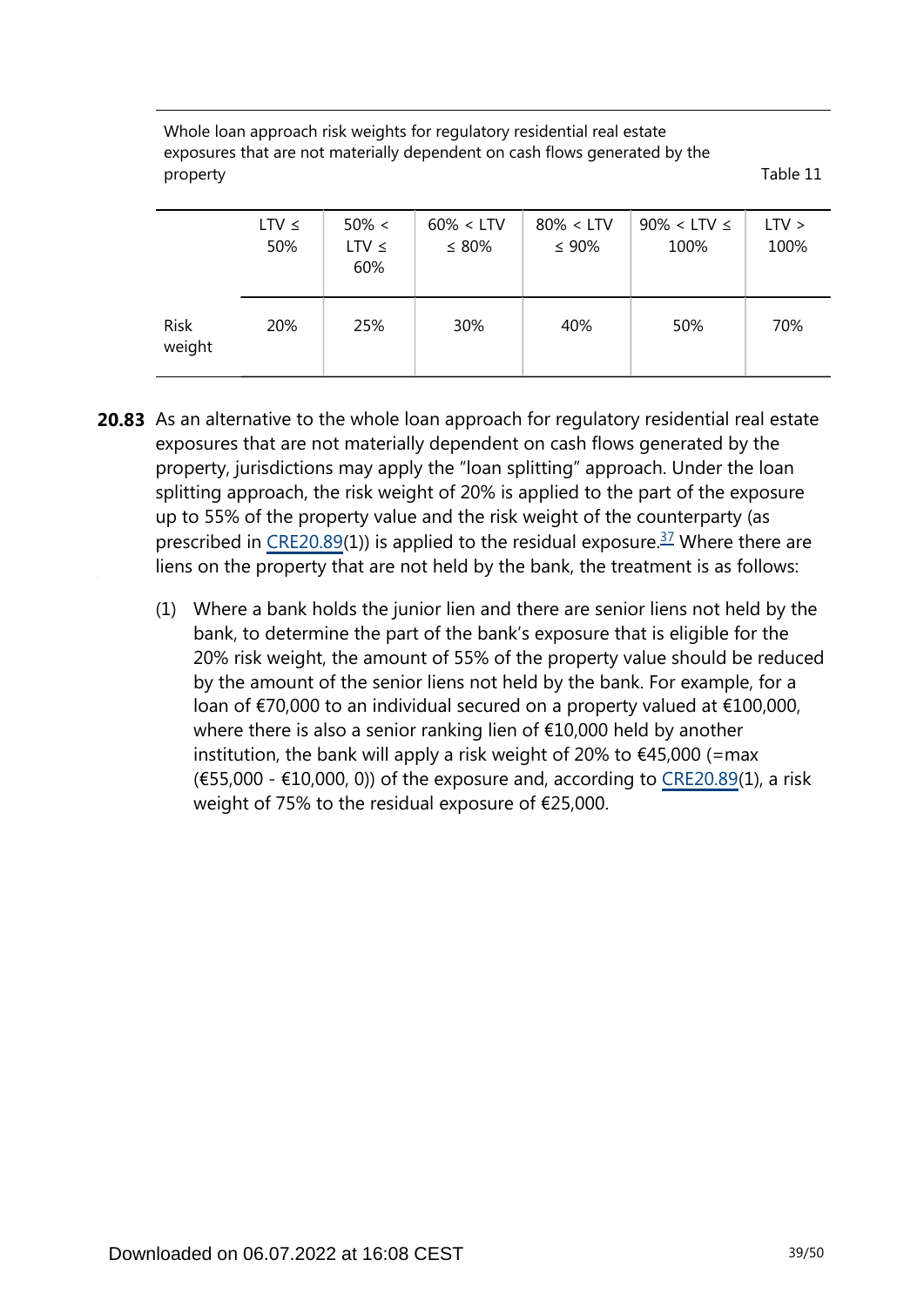Whole loan approach risk weights for regulatory residential real estate exposures that are not materially dependent on cash flows generated by the property

Table 11

| | LTV ≤ 50% | 50% < LTV ≤ 60% | 60% < LTV ≤ 80% | 80% < LTV ≤ 90% | 90% < LTV ≤ 100% | LTV > 100% |
|---|---|---|---|---|---|---|
| Risk weight | 20% | 25% | 30% | 40% | 50% | 70% |

**20.83** As an alternative to the whole loan approach for regulatory residential real estate exposures that are not materially dependent on cash flows generated by the property, jurisdictions may apply the "loan splitting" approach. Under the loan splitting approach, the risk weight of 20% is applied to the part of the exposure up to 55% of the property value and the risk weight of the counterparty (as prescribed in CRE20.89(1)) is applied to the residual exposure.[37] Where there are liens on the property that are not held by the bank, the treatment is as follows:

(1) Where a bank holds the junior lien and there are senior liens not held by the bank, to determine the part of the bank's exposure that is eligible for the 20% risk weight, the amount of 55% of the property value should be reduced by the amount of the senior liens not held by the bank. For example, for a loan of €70,000 to an individual secured on a property valued at €100,000, where there is also a senior ranking lien of €10,000 held by another institution, the bank will apply a risk weight of 20% to €45,000 (=max (€55,000 - €10,000, 0)) of the exposure and, according to CRE20.89(1), a risk weight of 75% to the residual exposure of €25,000.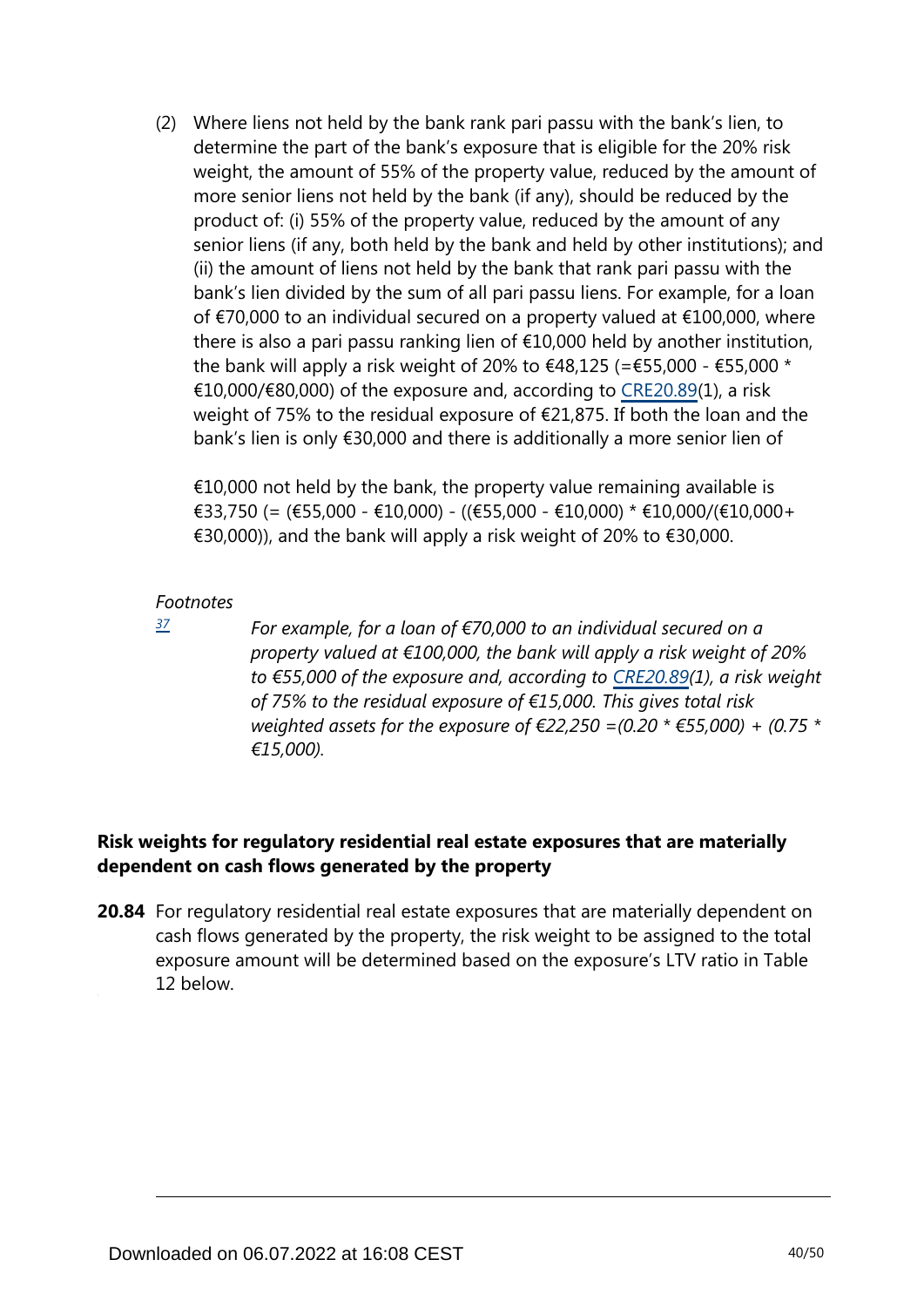(2) Where liens not held by the bank rank pari passu with the bank's lien, to determine the part of the bank's exposure that is eligible for the 20% risk weight, the amount of 55% of the property value, reduced by the amount of more senior liens not held by the bank (if any), should be reduced by the product of: (i) 55% of the property value, reduced by the amount of any senior liens (if any, both held by the bank and held by other institutions); and (ii) the amount of liens not held by the bank that rank pari passu with the bank's lien divided by the sum of all pari passu liens. For example, for a loan of €70,000 to an individual secured on a property valued at €100,000, where there is also a pari passu ranking lien of €10,000 held by another institution, the bank will apply a risk weight of 20% to €48,125 (=€55,000 - €55,000 * €10,000/€80,000) of the exposure and, according to CRE20.89(1), a risk weight of 75% to the residual exposure of €21,875. If both the loan and the bank's lien is only €30,000 and there is additionally a more senior lien of €10,000 not held by the bank, the property value remaining available is €33,750 (= (€55,000 - €10,000) - ((€55,000 - €10,000) * €10,000/(€10,000+ €30,000)), and the bank will apply a risk weight of 20% to €30,000.

*Footnotes*

[37] *For example, for a loan of €70,000 to an individual secured on a property valued at €100,000, the bank will apply a risk weight of 20% to €55,000 of the exposure and, according to CRE20.89(1), a risk weight of 75% to the residual exposure of €15,000. This gives total risk weighted assets for the exposure of €22,250 =(0.20 * €55,000) + (0.75 * €15,000).*

### Risk weights for regulatory residential real estate exposures that are materially dependent on cash flows generated by the property

**20.84** For regulatory residential real estate exposures that are materially dependent on cash flows generated by the property, the risk weight to be assigned to the total exposure amount will be determined based on the exposure's LTV ratio in Table 12 below.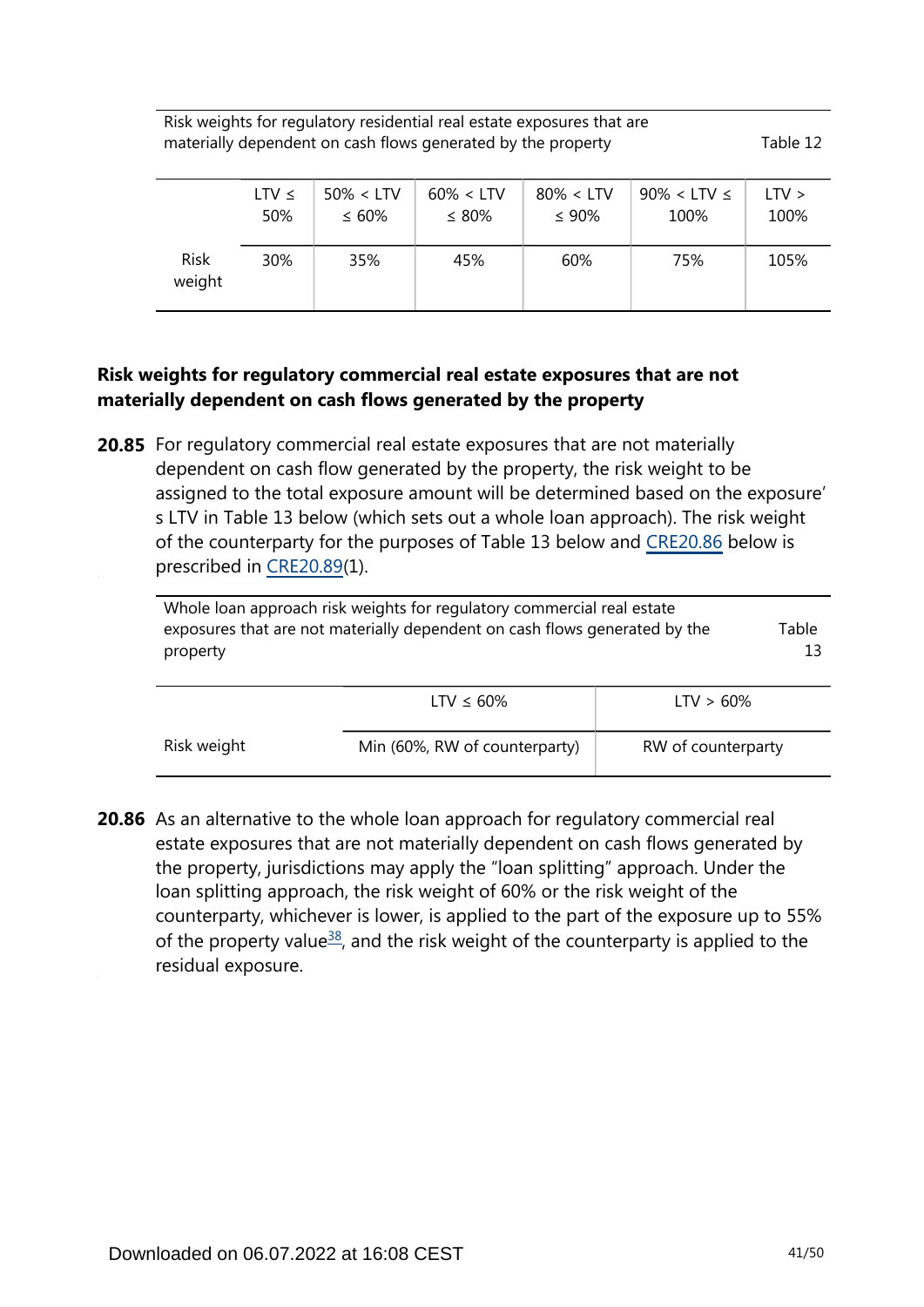Risk weights for regulatory residential real estate exposures that are materially dependent on cash flows generated by the property — Table 12

| | LTV ≤ 50% | 50% < LTV ≤ 60% | 60% < LTV ≤ 80% | 80% < LTV ≤ 90% | 90% < LTV ≤ 100% | LTV > 100% |
|---|---|---|---|---|---|---|
| Risk weight | 30% | 35% | 45% | 60% | 75% | 105% |

**Risk weights for regulatory commercial real estate exposures that are not materially dependent on cash flows generated by the property**

**20.85** For regulatory commercial real estate exposures that are not materially dependent on cash flow generated by the property, the risk weight to be assigned to the total exposure amount will be determined based on the exposure's LTV in Table 13 below (which sets out a whole loan approach). The risk weight of the counterparty for the purposes of Table 13 below and CRE20.86 below is prescribed in CRE20.89(1).

Whole loan approach risk weights for regulatory commercial real estate exposures that are not materially dependent on cash flows generated by the property — Table 13

| | LTV ≤ 60% | LTV > 60% |
|---|---|---|
| Risk weight | Min (60%, RW of counterparty) | RW of counterparty |

**20.86** As an alternative to the whole loan approach for regulatory commercial real estate exposures that are not materially dependent on cash flows generated by the property, jurisdictions may apply the "loan splitting" approach. Under the loan splitting approach, the risk weight of 60% or the risk weight of the counterparty, whichever is lower, is applied to the part of the exposure up to 55% of the property value[38], and the risk weight of the counterparty is applied to the residual exposure.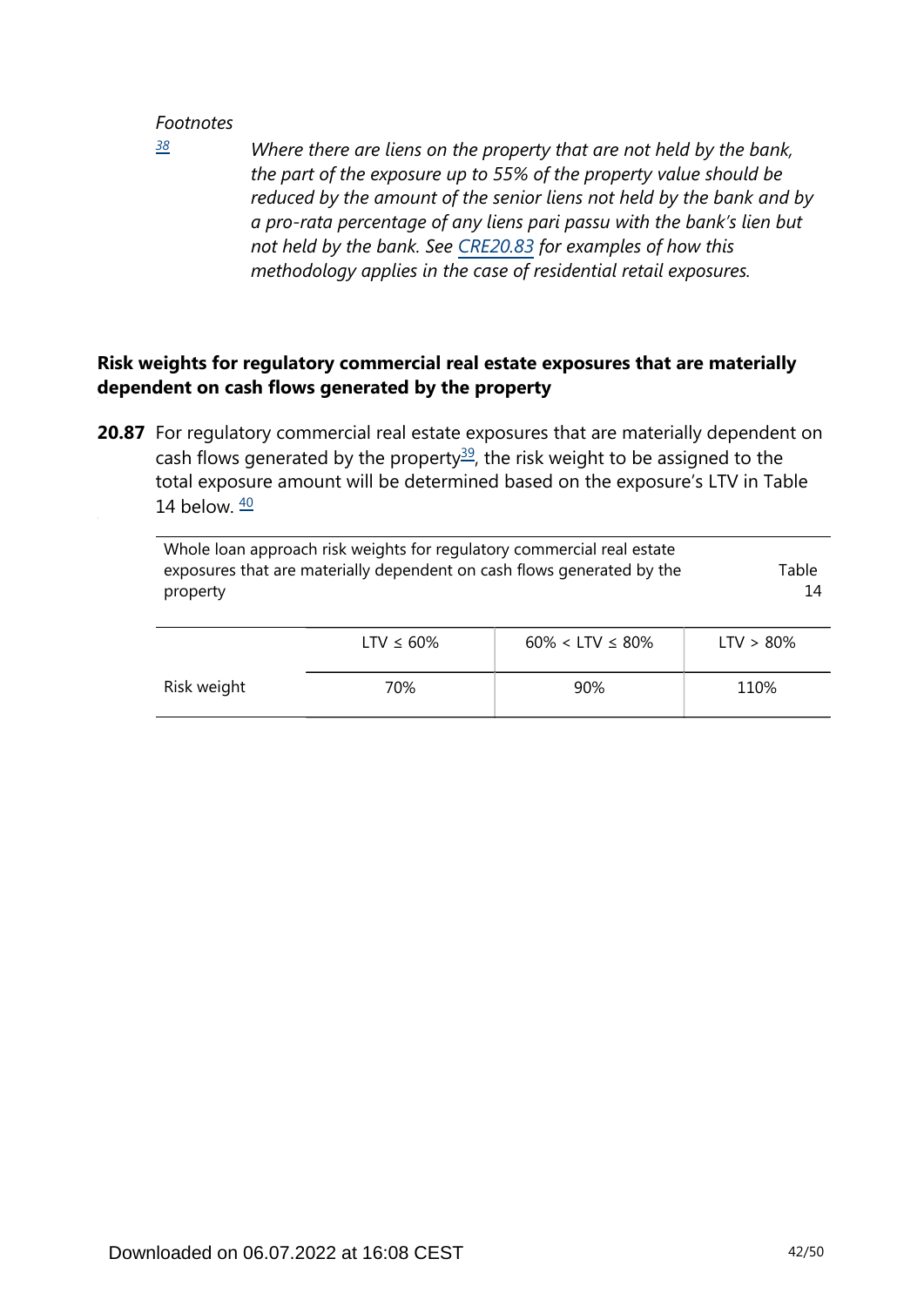*Footnotes*

[38] *Where there are liens on the property that are not held by the bank, the part of the exposure up to 55% of the property value should be reduced by the amount of the senior liens not held by the bank and by a pro-rata percentage of any liens pari passu with the bank's lien but not held by the bank. See CRE20.83 for examples of how this methodology applies in the case of residential retail exposures.*

### Risk weights for regulatory commercial real estate exposures that are materially dependent on cash flows generated by the property

**20.87** For regulatory commercial real estate exposures that are materially dependent on cash flows generated by the property[39], the risk weight to be assigned to the total exposure amount will be determined based on the exposure's LTV in Table 14 below. [40]

Whole loan approach risk weights for regulatory commercial real estate exposures that are materially dependent on cash flows generated by the property — Table 14

| | LTV ≤ 60% | 60% < LTV ≤ 80% | LTV > 80% |
|---|---|---|---|
| Risk weight | 70% | 90% | 110% |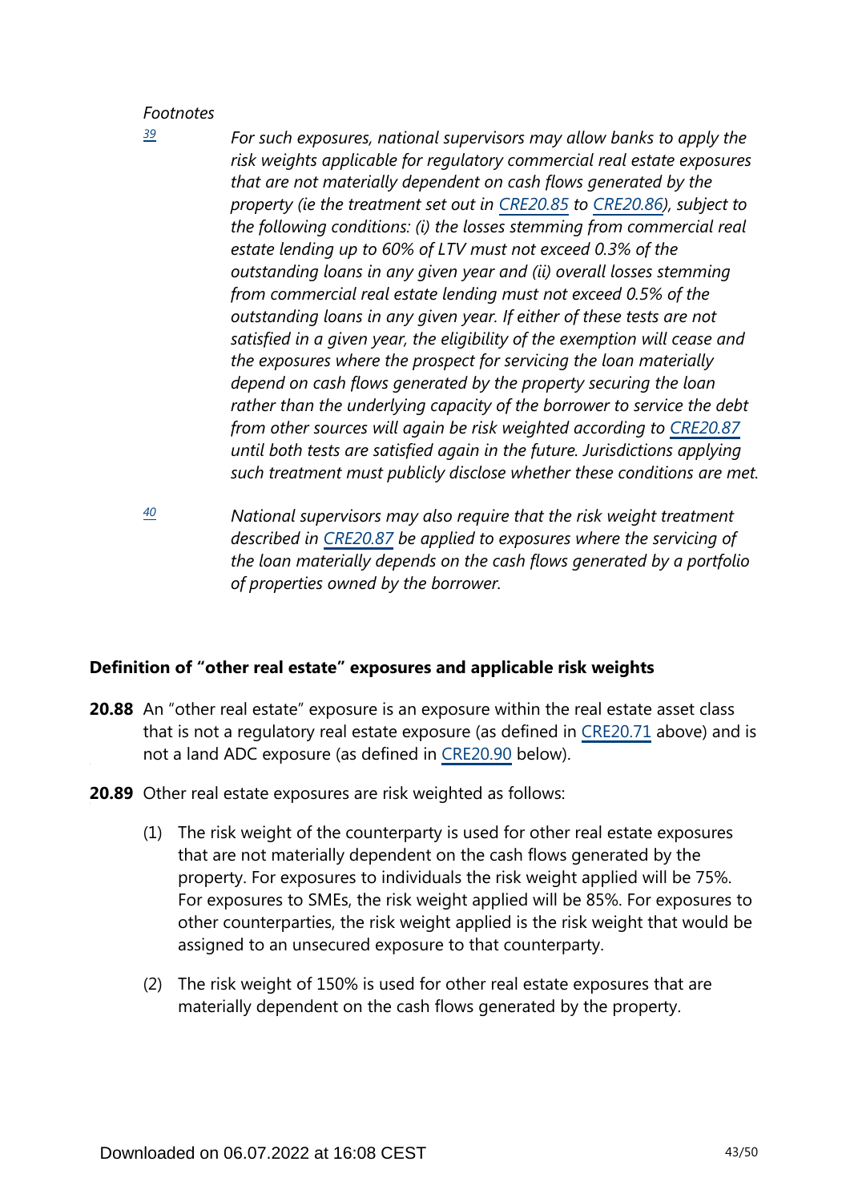*Footnotes*

[39] *For such exposures, national supervisors may allow banks to apply the risk weights applicable for regulatory commercial real estate exposures that are not materially dependent on cash flows generated by the property (ie the treatment set out in CRE20.85 to CRE20.86), subject to the following conditions: (i) the losses stemming from commercial real estate lending up to 60% of LTV must not exceed 0.3% of the outstanding loans in any given year and (ii) overall losses stemming from commercial real estate lending must not exceed 0.5% of the outstanding loans in any given year. If either of these tests are not satisfied in a given year, the eligibility of the exemption will cease and the exposures where the prospect for servicing the loan materially depend on cash flows generated by the property securing the loan rather than the underlying capacity of the borrower to service the debt from other sources will again be risk weighted according to CRE20.87 until both tests are satisfied again in the future. Jurisdictions applying such treatment must publicly disclose whether these conditions are met.*

[40] *National supervisors may also require that the risk weight treatment described in CRE20.87 be applied to exposures where the servicing of the loan materially depends on the cash flows generated by a portfolio of properties owned by the borrower.*

### Definition of "other real estate" exposures and applicable risk weights

**20.88** An "other real estate" exposure is an exposure within the real estate asset class that is not a regulatory real estate exposure (as defined in CRE20.71 above) and is not a land ADC exposure (as defined in CRE20.90 below).

**20.89** Other real estate exposures are risk weighted as follows:

(1) The risk weight of the counterparty is used for other real estate exposures that are not materially dependent on the cash flows generated by the property. For exposures to individuals the risk weight applied will be 75%. For exposures to SMEs, the risk weight applied will be 85%. For exposures to other counterparties, the risk weight applied is the risk weight that would be assigned to an unsecured exposure to that counterparty.

(2) The risk weight of 150% is used for other real estate exposures that are materially dependent on the cash flows generated by the property.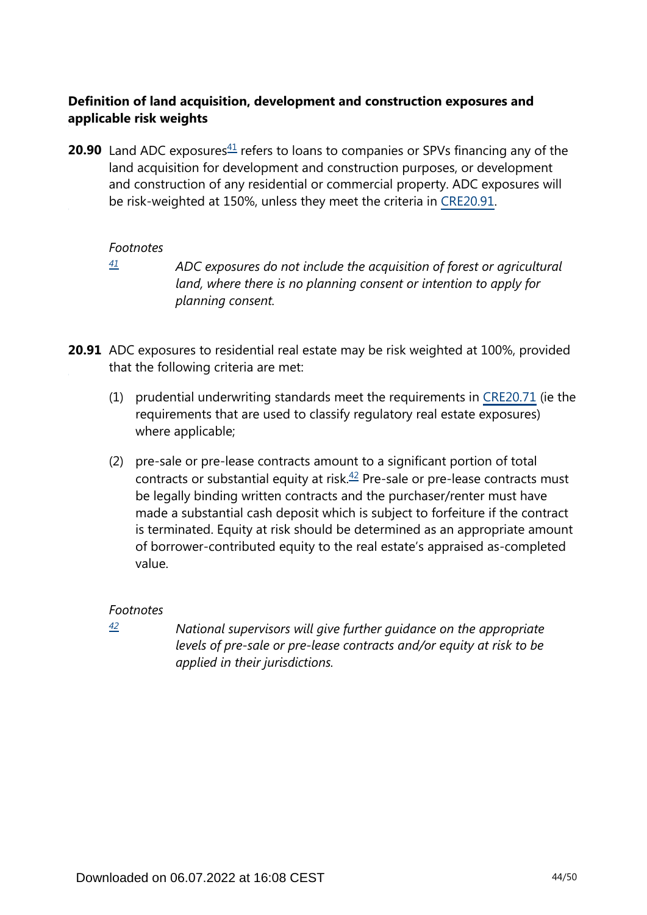### Definition of land acquisition, development and construction exposures and applicable risk weights

**20.90** Land ADC exposures[41] refers to loans to companies or SPVs financing any of the land acquisition for development and construction purposes, or development and construction of any residential or commercial property. ADC exposures will be risk-weighted at 150%, unless they meet the criteria in CRE20.91.

*Footnotes*

[41] *ADC exposures do not include the acquisition of forest or agricultural land, where there is no planning consent or intention to apply for planning consent.*

**20.91** ADC exposures to residential real estate may be risk weighted at 100%, provided that the following criteria are met:

(1) prudential underwriting standards meet the requirements in CRE20.71 (ie the requirements that are used to classify regulatory real estate exposures) where applicable;

(2) pre-sale or pre-lease contracts amount to a significant portion of total contracts or substantial equity at risk.[42] Pre-sale or pre-lease contracts must be legally binding written contracts and the purchaser/renter must have made a substantial cash deposit which is subject to forfeiture if the contract is terminated. Equity at risk should be determined as an appropriate amount of borrower-contributed equity to the real estate's appraised as-completed value.

*Footnotes*

[42] *National supervisors will give further guidance on the appropriate levels of pre-sale or pre-lease contracts and/or equity at risk to be applied in their jurisdictions.*

Downloaded on 06.07.2022 at 16:08 CEST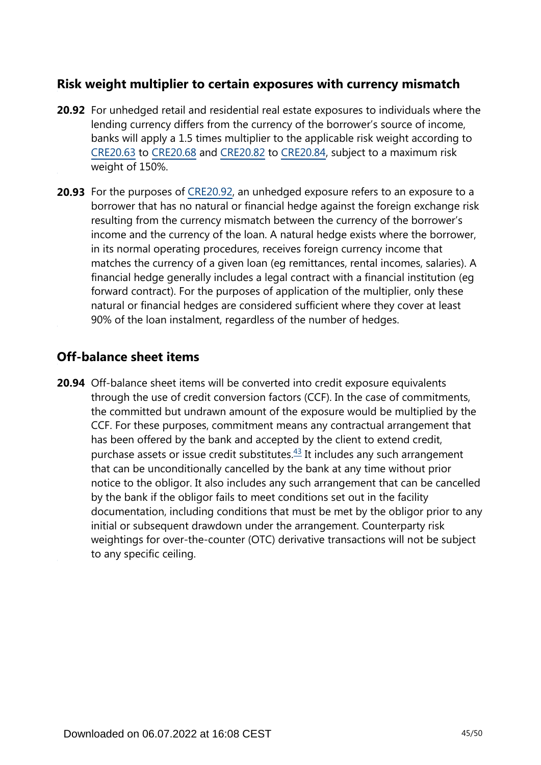## Risk weight multiplier to certain exposures with currency mismatch

**20.92** For unhedged retail and residential real estate exposures to individuals where the lending currency differs from the currency of the borrower's source of income, banks will apply a 1.5 times multiplier to the applicable risk weight according to CRE20.63 to CRE20.68 and CRE20.82 to CRE20.84, subject to a maximum risk weight of 150%.

**20.93** For the purposes of CRE20.92, an unhedged exposure refers to an exposure to a borrower that has no natural or financial hedge against the foreign exchange risk resulting from the currency mismatch between the currency of the borrower's income and the currency of the loan. A natural hedge exists where the borrower, in its normal operating procedures, receives foreign currency income that matches the currency of a given loan (eg remittances, rental incomes, salaries). A financial hedge generally includes a legal contract with a financial institution (eg forward contract). For the purposes of application of the multiplier, only these natural or financial hedges are considered sufficient where they cover at least 90% of the loan instalment, regardless of the number of hedges.

## Off-balance sheet items

**20.94** Off-balance sheet items will be converted into credit exposure equivalents through the use of credit conversion factors (CCF). In the case of commitments, the committed but undrawn amount of the exposure would be multiplied by the CCF. For these purposes, commitment means any contractual arrangement that has been offered by the bank and accepted by the client to extend credit, purchase assets or issue credit substitutes.[43] It includes any such arrangement that can be unconditionally cancelled by the bank at any time without prior notice to the obligor. It also includes any such arrangement that can be cancelled by the bank if the obligor fails to meet conditions set out in the facility documentation, including conditions that must be met by the obligor prior to any initial or subsequent drawdown under the arrangement. Counterparty risk weightings for over-the-counter (OTC) derivative transactions will not be subject to any specific ceiling.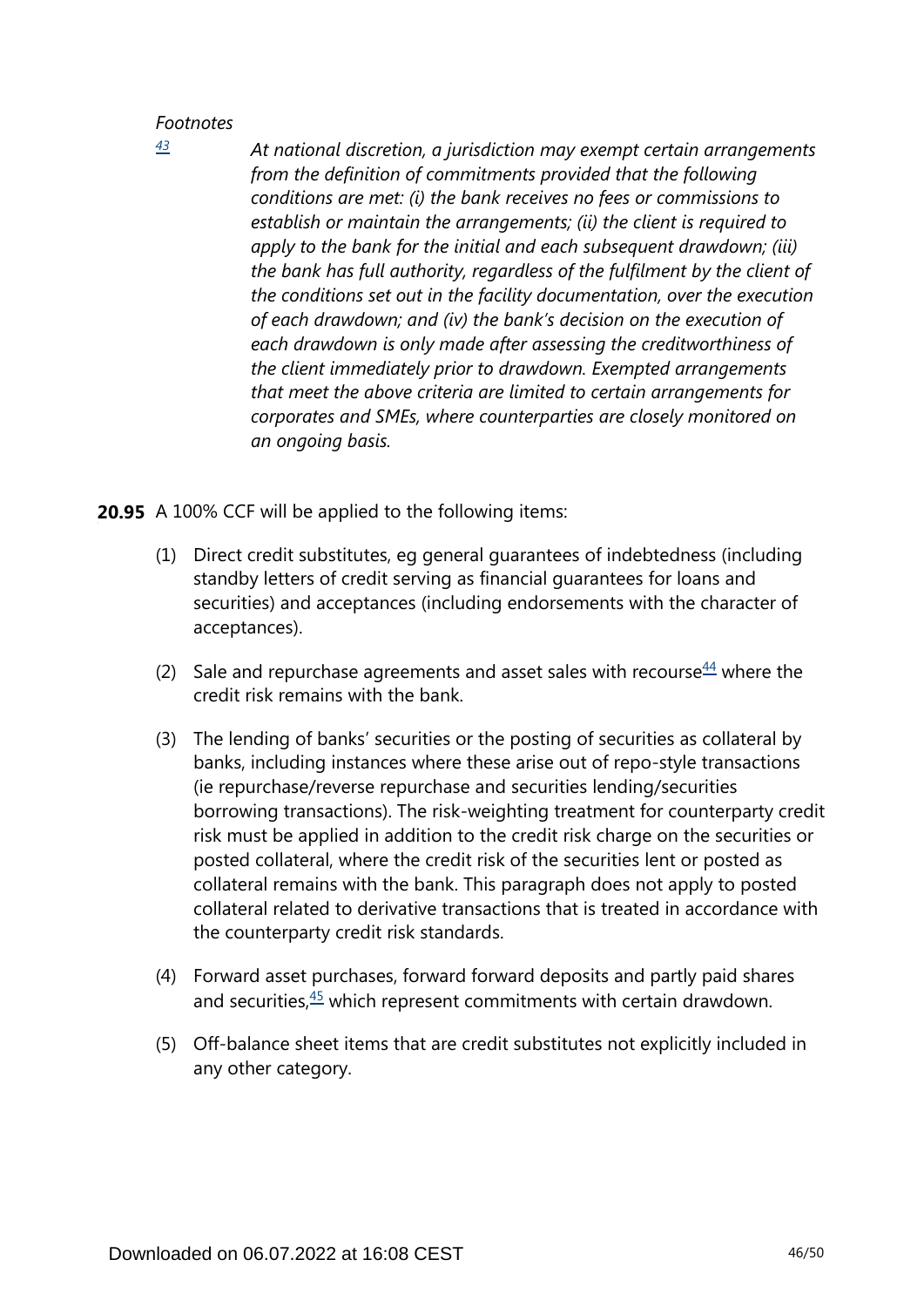*Footnotes*

[43] *At national discretion, a jurisdiction may exempt certain arrangements from the definition of commitments provided that the following conditions are met: (i) the bank receives no fees or commissions to establish or maintain the arrangements; (ii) the client is required to apply to the bank for the initial and each subsequent drawdown; (iii) the bank has full authority, regardless of the fulfilment by the client of the conditions set out in the facility documentation, over the execution of each drawdown; and (iv) the bank's decision on the execution of each drawdown is only made after assessing the creditworthiness of the client immediately prior to drawdown. Exempted arrangements that meet the above criteria are limited to certain arrangements for corporates and SMEs, where counterparties are closely monitored on an ongoing basis.*

**20.95** A 100% CCF will be applied to the following items:

(1) Direct credit substitutes, eg general guarantees of indebtedness (including standby letters of credit serving as financial guarantees for loans and securities) and acceptances (including endorsements with the character of acceptances).

(2) Sale and repurchase agreements and asset sales with recourse[44] where the credit risk remains with the bank.

(3) The lending of banks' securities or the posting of securities as collateral by banks, including instances where these arise out of repo-style transactions (ie repurchase/reverse repurchase and securities lending/securities borrowing transactions). The risk-weighting treatment for counterparty credit risk must be applied in addition to the credit risk charge on the securities or posted collateral, where the credit risk of the securities lent or posted as collateral remains with the bank. This paragraph does not apply to posted collateral related to derivative transactions that is treated in accordance with the counterparty credit risk standards.

(4) Forward asset purchases, forward forward deposits and partly paid shares and securities,[45] which represent commitments with certain drawdown.

(5) Off-balance sheet items that are credit substitutes not explicitly included in any other category.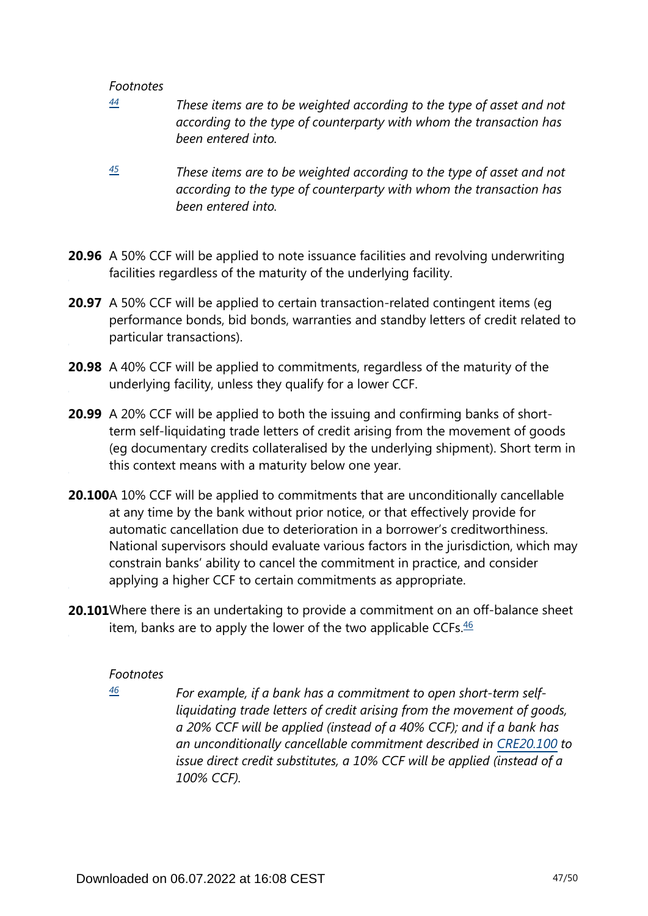*Footnotes*

[44] *These items are to be weighted according to the type of asset and not according to the type of counterparty with whom the transaction has been entered into.*

[45] *These items are to be weighted according to the type of asset and not according to the type of counterparty with whom the transaction has been entered into.*

**20.96** A 50% CCF will be applied to note issuance facilities and revolving underwriting facilities regardless of the maturity of the underlying facility.

**20.97** A 50% CCF will be applied to certain transaction-related contingent items (eg performance bonds, bid bonds, warranties and standby letters of credit related to particular transactions).

**20.98** A 40% CCF will be applied to commitments, regardless of the maturity of the underlying facility, unless they qualify for a lower CCF.

**20.99** A 20% CCF will be applied to both the issuing and confirming banks of short-term self-liquidating trade letters of credit arising from the movement of goods (eg documentary credits collateralised by the underlying shipment). Short term in this context means with a maturity below one year.

**20.100** A 10% CCF will be applied to commitments that are unconditionally cancellable at any time by the bank without prior notice, or that effectively provide for automatic cancellation due to deterioration in a borrower's creditworthiness. National supervisors should evaluate various factors in the jurisdiction, which may constrain banks' ability to cancel the commitment in practice, and consider applying a higher CCF to certain commitments as appropriate.

**20.101** Where there is an undertaking to provide a commitment on an off-balance sheet item, banks are to apply the lower of the two applicable CCFs.[46]

*Footnotes*

[46] *For example, if a bank has a commitment to open short-term self-liquidating trade letters of credit arising from the movement of goods, a 20% CCF will be applied (instead of a 40% CCF); and if a bank has an unconditionally cancellable commitment described in CRE20.100 to issue direct credit substitutes, a 10% CCF will be applied (instead of a 100% CCF).*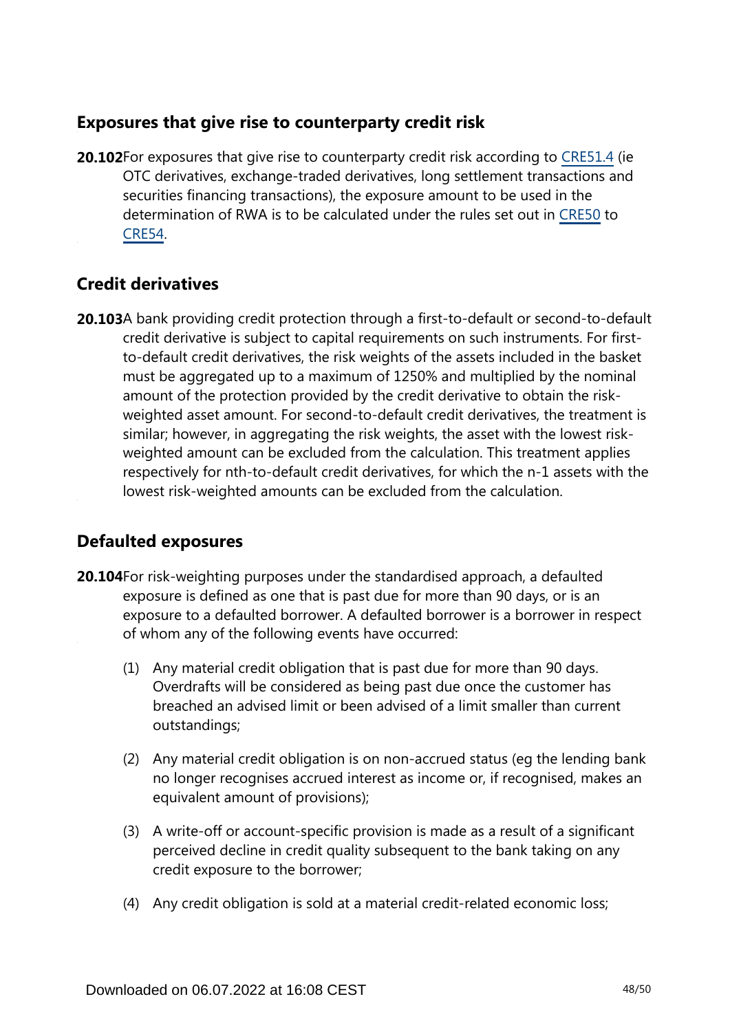## Exposures that give rise to counterparty credit risk

**20.102** For exposures that give rise to counterparty credit risk according to CRE51.4 (ie OTC derivatives, exchange-traded derivatives, long settlement transactions and securities financing transactions), the exposure amount to be used in the determination of RWA is to be calculated under the rules set out in CRE50 to CRE54.

## Credit derivatives

**20.103** A bank providing credit protection through a first-to-default or second-to-default credit derivative is subject to capital requirements on such instruments. For first-to-default credit derivatives, the risk weights of the assets included in the basket must be aggregated up to a maximum of 1250% and multiplied by the nominal amount of the protection provided by the credit derivative to obtain the risk-weighted asset amount. For second-to-default credit derivatives, the treatment is similar; however, in aggregating the risk weights, the asset with the lowest risk-weighted amount can be excluded from the calculation. This treatment applies respectively for nth-to-default credit derivatives, for which the n-1 assets with the lowest risk-weighted amounts can be excluded from the calculation.

## Defaulted exposures

**20.104** For risk-weighting purposes under the standardised approach, a defaulted exposure is defined as one that is past due for more than 90 days, or is an exposure to a defaulted borrower. A defaulted borrower is a borrower in respect of whom any of the following events have occurred:

(1) Any material credit obligation that is past due for more than 90 days. Overdrafts will be considered as being past due once the customer has breached an advised limit or been advised of a limit smaller than current outstandings;

(2) Any material credit obligation is on non-accrued status (eg the lending bank no longer recognises accrued interest as income or, if recognised, makes an equivalent amount of provisions);

(3) A write-off or account-specific provision is made as a result of a significant perceived decline in credit quality subsequent to the bank taking on any credit exposure to the borrower;

(4) Any credit obligation is sold at a material credit-related economic loss;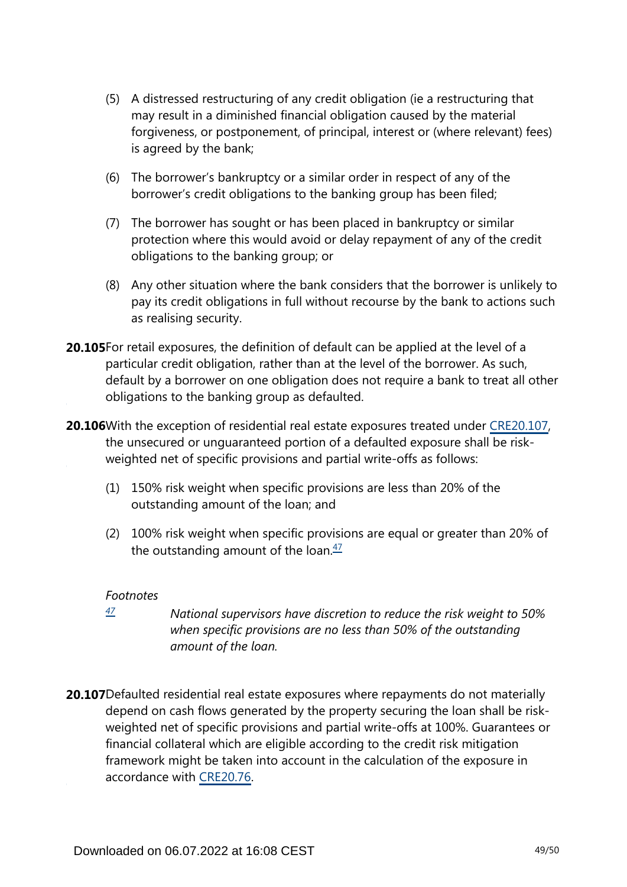(5) A distressed restructuring of any credit obligation (ie a restructuring that may result in a diminished financial obligation caused by the material forgiveness, or postponement, of principal, interest or (where relevant) fees) is agreed by the bank;

(6) The borrower's bankruptcy or a similar order in respect of any of the borrower's credit obligations to the banking group has been filed;

(7) The borrower has sought or has been placed in bankruptcy or similar protection where this would avoid or delay repayment of any of the credit obligations to the banking group; or

(8) Any other situation where the bank considers that the borrower is unlikely to pay its credit obligations in full without recourse by the bank to actions such as realising security.

**20.105** For retail exposures, the definition of default can be applied at the level of a particular credit obligation, rather than at the level of the borrower. As such, default by a borrower on one obligation does not require a bank to treat all other obligations to the banking group as defaulted.

**20.106** With the exception of residential real estate exposures treated under CRE20.107, the unsecured or unguaranteed portion of a defaulted exposure shall be risk-weighted net of specific provisions and partial write-offs as follows:

(1) 150% risk weight when specific provisions are less than 20% of the outstanding amount of the loan; and

(2) 100% risk weight when specific provisions are equal or greater than 20% of the outstanding amount of the loan.[47]

*Footnotes*

[47] *National supervisors have discretion to reduce the risk weight to 50% when specific provisions are no less than 50% of the outstanding amount of the loan.*

**20.107** Defaulted residential real estate exposures where repayments do not materially depend on cash flows generated by the property securing the loan shall be risk-weighted net of specific provisions and partial write-offs at 100%. Guarantees or financial collateral which are eligible according to the credit risk mitigation framework might be taken into account in the calculation of the exposure in accordance with CRE20.76.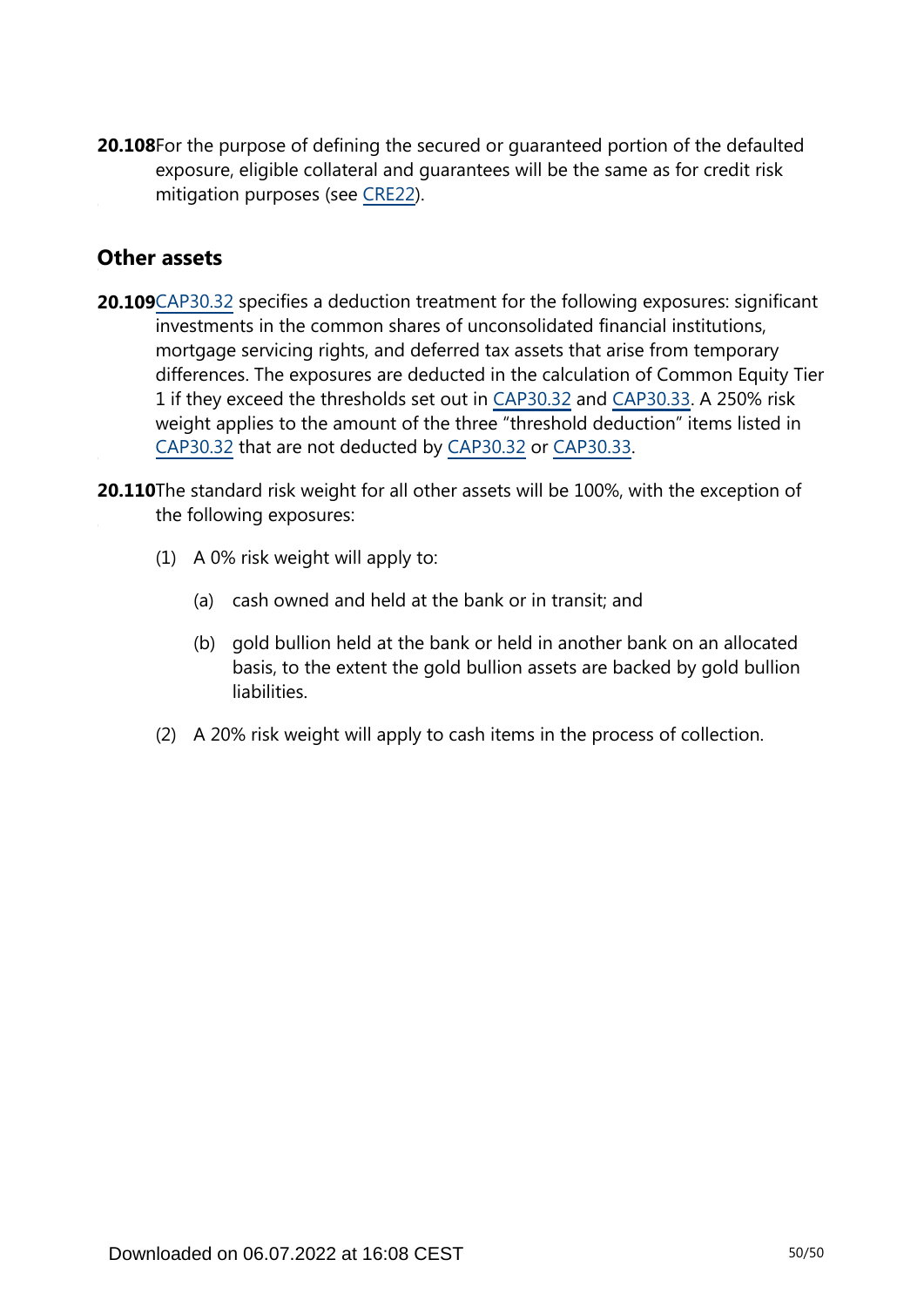**20.108** For the purpose of defining the secured or guaranteed portion of the defaulted exposure, eligible collateral and guarantees will be the same as for credit risk mitigation purposes (see CRE22).

## Other assets

**20.109** CAP30.32 specifies a deduction treatment for the following exposures: significant investments in the common shares of unconsolidated financial institutions, mortgage servicing rights, and deferred tax assets that arise from temporary differences. The exposures are deducted in the calculation of Common Equity Tier 1 if they exceed the thresholds set out in CAP30.32 and CAP30.33. A 250% risk weight applies to the amount of the three "threshold deduction" items listed in CAP30.32 that are not deducted by CAP30.32 or CAP30.33.

**20.110** The standard risk weight for all other assets will be 100%, with the exception of the following exposures:

(1) A 0% risk weight will apply to:

  (a) cash owned and held at the bank or in transit; and

  (b) gold bullion held at the bank or held in another bank on an allocated basis, to the extent the gold bullion assets are backed by gold bullion liabilities.

(2) A 20% risk weight will apply to cash items in the process of collection.

Downloaded on 06.07.2022 at 16:08 CEST